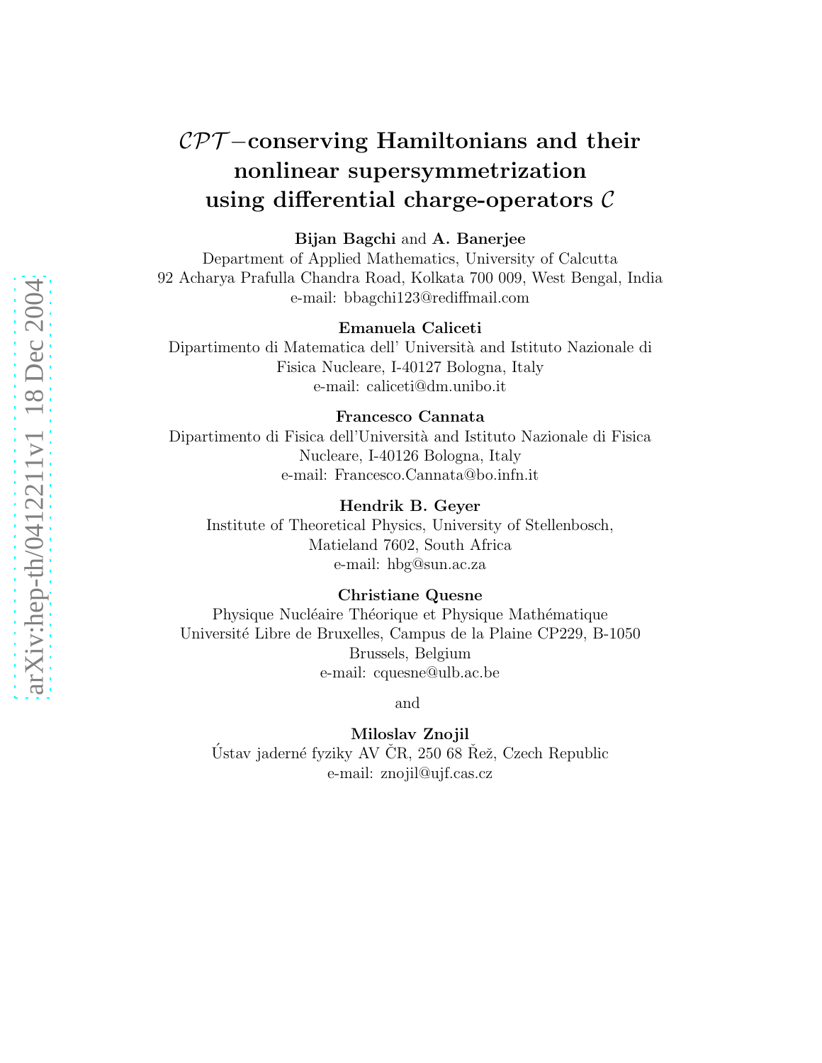# $\mathcal{CPT}-$conserving Hamiltonians and their nonlinear supersymmetrization using differential charge-operators $\mathcal{C}$

**Bijan Bagchi** and **A. Banerjee**
Department of Applied Mathematics, University of Calcutta
92 Acharya Prafulla Chandra Road, Kolkata 700 009, West Bengal, India
e-mail: bbagchi123@rediffmail.com

**Emanuela Caliceti**
Dipartimento di Matematica dell' Università and Istituto Nazionale di Fisica Nucleare, I-40127 Bologna, Italy
e-mail: caliceti@dm.unibo.it

**Francesco Cannata**
Dipartimento di Fisica dell'Università and Istituto Nazionale di Fisica Nucleare, I-40126 Bologna, Italy
e-mail: Francesco.Cannata@bo.infn.it

**Hendrik B. Geyer**
Institute of Theoretical Physics, University of Stellenbosch, Matieland 7602, South Africa
e-mail: hbg@sun.ac.za

**Christiane Quesne**
Physique Nucléaire Théorique et Physique Mathématique
Université Libre de Bruxelles, Campus de la Plaine CP229, B-1050 Brussels, Belgium
e-mail: cquesne@ulb.ac.be

and

**Miloslav Znojil**
Ústav jaderné fyziky AV ČR, 250 68 Řež, Czech Republic
e-mail: znojil@ujf.cas.cz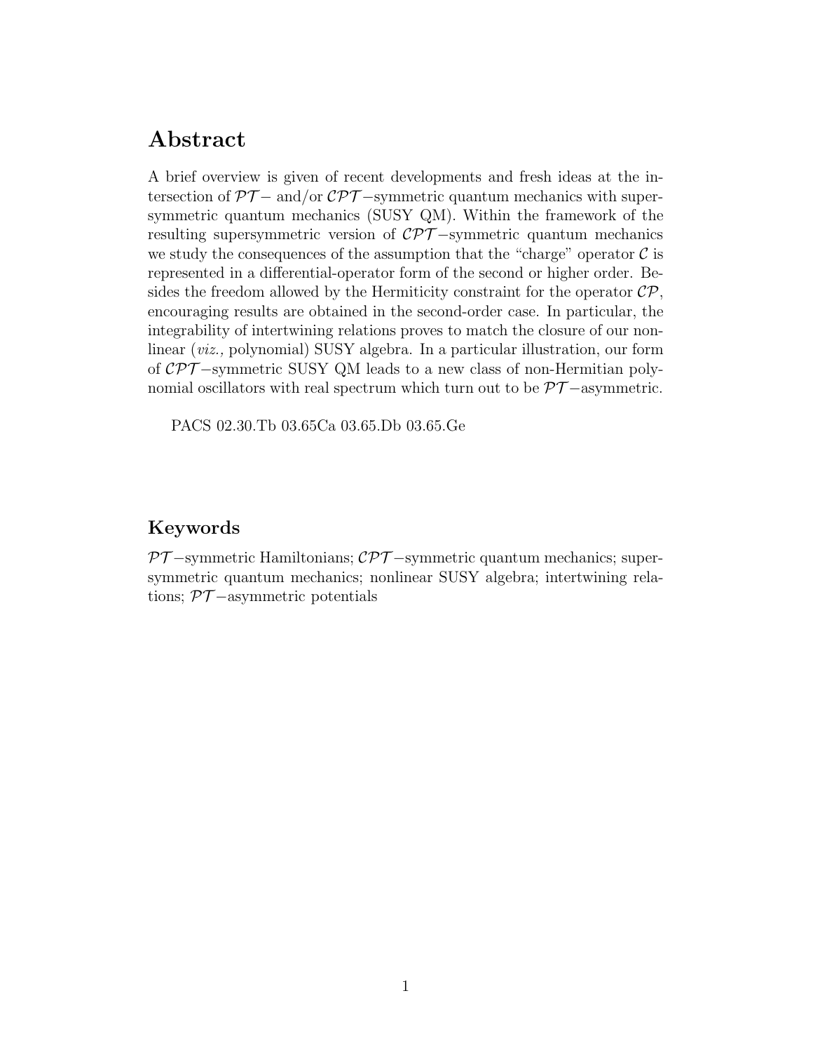## Abstract

A brief overview is given of recent developments and fresh ideas at the intersection of $\mathcal{PT}-$ and/or $\mathcal{CPT}-$symmetric quantum mechanics with supersymmetric quantum mechanics (SUSY QM). Within the framework of the resulting supersymmetric version of $\mathcal{CPT}-$symmetric quantum mechanics we study the consequences of the assumption that the "charge" operator $\mathcal{C}$ is represented in a differential-operator form of the second or higher order. Besides the freedom allowed by the Hermiticity constraint for the operator $\mathcal{CP}$, encouraging results are obtained in the second-order case. In particular, the integrability of intertwining relations proves to match the closure of our nonlinear (*viz.,* polynomial) SUSY algebra. In a particular illustration, our form of $\mathcal{CPT}-$symmetric SUSY QM leads to a new class of non-Hermitian polynomial oscillators with real spectrum which turn out to be $\mathcal{PT}-$asymmetric.

PACS 02.30.Tb 03.65Ca 03.65.Db 03.65.Ge

## Keywords

$\mathcal{PT}-$symmetric Hamiltonians; $\mathcal{CPT}-$symmetric quantum mechanics; supersymmetric quantum mechanics; nonlinear SUSY algebra; intertwining relations; $\mathcal{PT}-$asymmetric potentials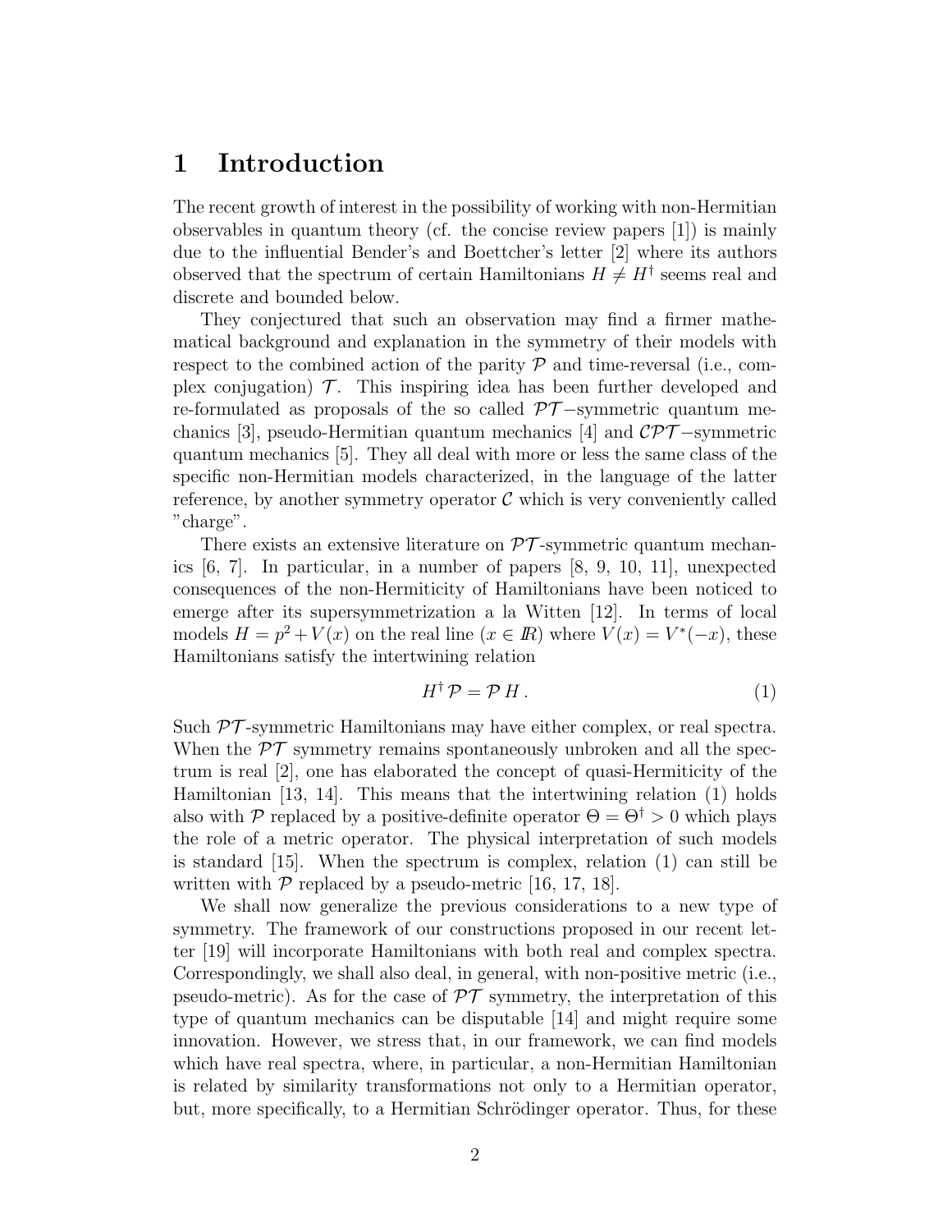# 1 Introduction

The recent growth of interest in the possibility of working with non-Hermitian observables in quantum theory (cf. the concise review papers [1]) is mainly due to the influential Bender's and Boettcher's letter [2] where its authors observed that the spectrum of certain Hamiltonians $H \neq H^\dagger$ seems real and discrete and bounded below.

They conjectured that such an observation may find a firmer mathematical background and explanation in the symmetry of their models with respect to the combined action of the parity $\mathcal{P}$ and time-reversal (i.e., complex conjugation) $\mathcal{T}$. This inspiring idea has been further developed and re-formulated as proposals of the so called $\mathcal{PT}-$symmetric quantum mechanics [3], pseudo-Hermitian quantum mechanics [4] and $\mathcal{CPT}-$symmetric quantum mechanics [5]. They all deal with more or less the same class of the specific non-Hermitian models characterized, in the language of the latter reference, by another symmetry operator $\mathcal{C}$ which is very conveniently called "charge".

There exists an extensive literature on $\mathcal{PT}$-symmetric quantum mechanics [6, 7]. In particular, in a number of papers [8, 9, 10, 11], unexpected consequences of the non-Hermiticity of Hamiltonians have been noticed to emerge after its supersymmetrization a la Witten [12]. In terms of local models $H = p^2 + V(x)$ on the real line ($x \in \mathbb{R}$) where $V(x) = V^*(-x)$, these Hamiltonians satisfy the intertwining relation

$$H^\dagger \mathcal{P} = \mathcal{P} H . \tag{1}$$

Such $\mathcal{PT}$-symmetric Hamiltonians may have either complex, or real spectra. When the $\mathcal{PT}$ symmetry remains spontaneously unbroken and all the spectrum is real [2], one has elaborated the concept of quasi-Hermiticity of the Hamiltonian [13, 14]. This means that the intertwining relation (1) holds also with $\mathcal{P}$ replaced by a positive-definite operator $\Theta = \Theta^\dagger > 0$ which plays the role of a metric operator. The physical interpretation of such models is standard [15]. When the spectrum is complex, relation (1) can still be written with $\mathcal{P}$ replaced by a pseudo-metric [16, 17, 18].

We shall now generalize the previous considerations to a new type of symmetry. The framework of our constructions proposed in our recent letter [19] will incorporate Hamiltonians with both real and complex spectra. Correspondingly, we shall also deal, in general, with non-positive metric (i.e., pseudo-metric). As for the case of $\mathcal{PT}$ symmetry, the interpretation of this type of quantum mechanics can be disputable [14] and might require some innovation. However, we stress that, in our framework, we can find models which have real spectra, where, in particular, a non-Hermitian Hamiltonian is related by similarity transformations not only to a Hermitian operator, but, more specifically, to a Hermitian Schrödinger operator. Thus, for these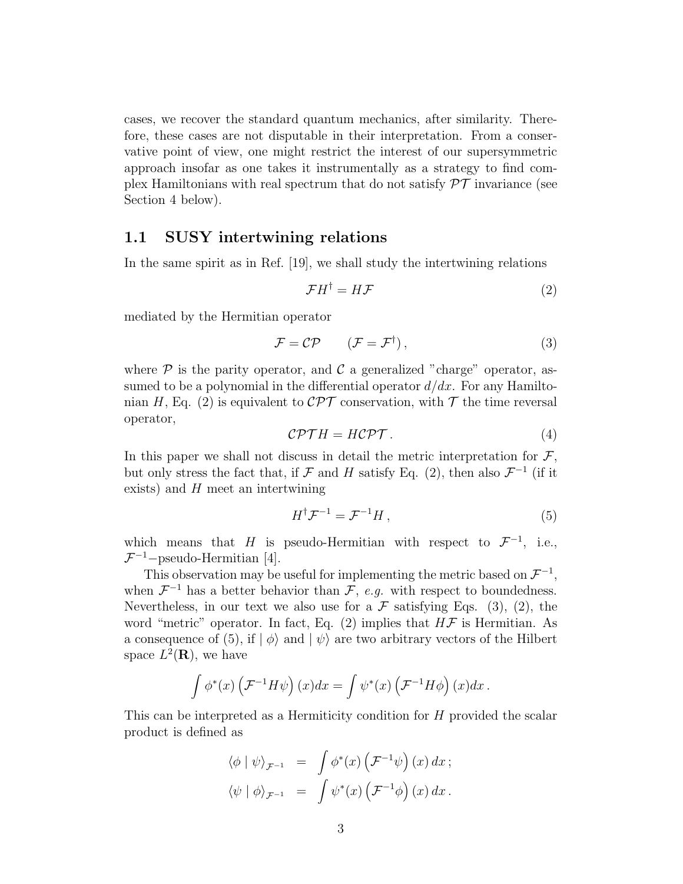cases, we recover the standard quantum mechanics, after similarity. Therefore, these cases are not disputable in their interpretation. From a conservative point of view, one might restrict the interest of our supersymmetric approach insofar as one takes it instrumentally as a strategy to find complex Hamiltonians with real spectrum that do not satisfy $\mathcal{PT}$ invariance (see Section 4 below).

## 1.1 SUSY intertwining relations

In the same spirit as in Ref. [19], we shall study the intertwining relations

$$\mathcal{F} H^{\dagger} = H \mathcal{F} \tag{2}$$

mediated by the Hermitian operator

$$\mathcal{F} = \mathcal{CP} \qquad (\mathcal{F} = \mathcal{F}^{\dagger}) \,, \tag{3}$$

where $\mathcal{P}$ is the parity operator, and $\mathcal{C}$ a generalized "charge" operator, assumed to be a polynomial in the differential operator $d/dx$. For any Hamiltonian $H$, Eq. (2) is equivalent to $\mathcal{CPT}$ conservation, with $\mathcal{T}$ the time reversal operator,

$$\mathcal{CPT} H = H \mathcal{CPT} \,. \tag{4}$$

In this paper we shall not discuss in detail the metric interpretation for $\mathcal{F}$, but only stress the fact that, if $\mathcal{F}$ and $H$ satisfy Eq. (2), then also $\mathcal{F}^{-1}$ (if it exists) and $H$ meet an intertwining

$$H^{\dagger} \mathcal{F}^{-1} = \mathcal{F}^{-1} H \,, \tag{5}$$

which means that $H$ is pseudo-Hermitian with respect to $\mathcal{F}^{-1}$, i.e., $\mathcal{F}^{-1}$–pseudo-Hermitian [4].

This observation may be useful for implementing the metric based on $\mathcal{F}^{-1}$, when $\mathcal{F}^{-1}$ has a better behavior than $\mathcal{F}$, *e.g.* with respect to boundedness. Nevertheless, in our text we also use for a $\mathcal{F}$ satisfying Eqs. (3), (2), the word "metric" operator. In fact, Eq. (2) implies that $H\mathcal{F}$ is Hermitian. As a consequence of (5), if $\mid \phi\rangle$ and $\mid \psi\rangle$ are two arbitrary vectors of the Hilbert space $L^2(\mathbf{R})$, we have

$$\int \phi^*(x) \left(\mathcal{F}^{-1} H \psi\right)(x) dx = \int \psi^*(x) \left(\mathcal{F}^{-1} H \phi\right)(x) dx \,.$$

This can be interpreted as a Hermiticity condition for $H$ provided the scalar product is defined as

$$\begin{aligned}
\langle \phi \mid \psi \rangle_{\mathcal{F}^{-1}} &= \int \phi^*(x) \left(\mathcal{F}^{-1} \psi\right)(x) \, dx \,; \\
\langle \psi \mid \phi \rangle_{\mathcal{F}^{-1}} &= \int \psi^*(x) \left(\mathcal{F}^{-1} \phi\right)(x) \, dx \,.
\end{aligned}$$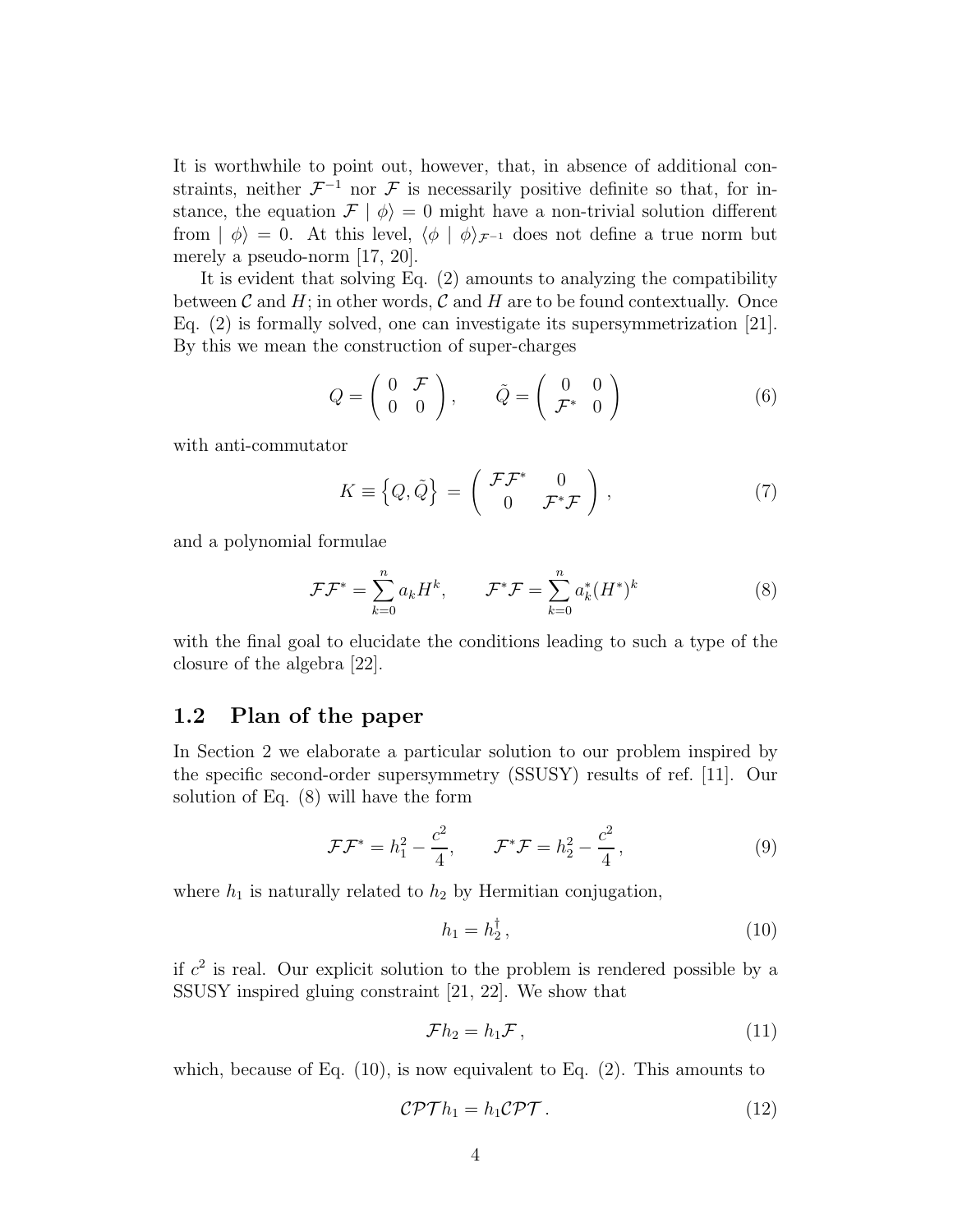It is worthwhile to point out, however, that, in absence of additional constraints, neither $\mathcal{F}^{-1}$ nor $\mathcal{F}$ is necessarily positive definite so that, for instance, the equation $\mathcal{F} \mid \phi\rangle = 0$ might have a non-trivial solution different from $\mid \phi\rangle = 0$. At this level, $\langle\phi \mid \phi\rangle_{\mathcal{F}^{-1}}$ does not define a true norm but merely a pseudo-norm [17, 20].

It is evident that solving Eq. (2) amounts to analyzing the compatibility between $\mathcal{C}$ and $H$; in other words, $\mathcal{C}$ and $H$ are to be found contextually. Once Eq. (2) is formally solved, one can investigate its supersymmetrization [21]. By this we mean the construction of super-charges

$$Q = \begin{pmatrix} 0 & \mathcal{F} \\ 0 & 0 \end{pmatrix}, \qquad \tilde{Q} = \begin{pmatrix} 0 & 0 \\ \mathcal{F}^* & 0 \end{pmatrix} \tag{6}$$

with anti-commutator

$$K \equiv \left\{Q, \tilde{Q}\right\} = \begin{pmatrix} \mathcal{F}\mathcal{F}^* & 0 \\ 0 & \mathcal{F}^*\mathcal{F} \end{pmatrix}, \tag{7}$$

and a polynomial formulae

$$\mathcal{F}\mathcal{F}^* = \sum_{k=0}^{n} a_k H^k, \qquad \mathcal{F}^*\mathcal{F} = \sum_{k=0}^{n} a_k^* (H^*)^k \tag{8}$$

with the final goal to elucidate the conditions leading to such a type of the closure of the algebra [22].

## 1.2 Plan of the paper

In Section 2 we elaborate a particular solution to our problem inspired by the specific second-order supersymmetry (SSUSY) results of ref. [11]. Our solution of Eq. (8) will have the form

$$\mathcal{F}\mathcal{F}^* = h_1^2 - \frac{c^2}{4}, \qquad \mathcal{F}^*\mathcal{F} = h_2^2 - \frac{c^2}{4}, \tag{9}$$

where $h_1$ is naturally related to $h_2$ by Hermitian conjugation,

$$h_1 = h_2^\dagger, \tag{10}$$

if $c^2$ is real. Our explicit solution to the problem is rendered possible by a SSUSY inspired gluing constraint [21, 22]. We show that

$$\mathcal{F} h_2 = h_1 \mathcal{F}, \tag{11}$$

which, because of Eq. (10), is now equivalent to Eq. (2). This amounts to

$$\mathcal{CPT} h_1 = h_1 \mathcal{CPT}. \tag{12}$$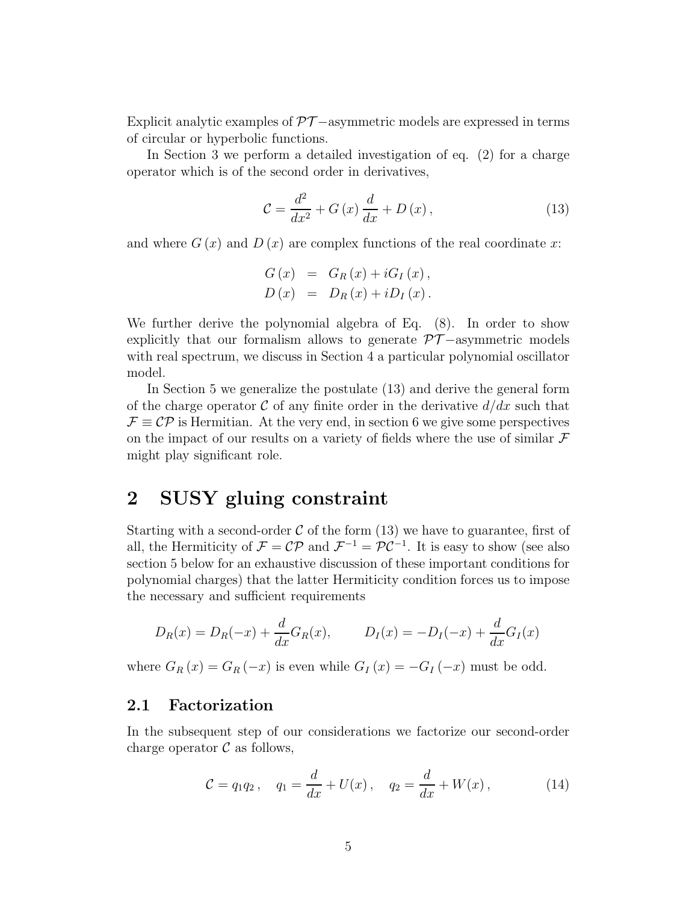Explicit analytic examples of $\mathcal{PT}-$asymmetric models are expressed in terms of circular or hyperbolic functions.

In Section 3 we perform a detailed investigation of eq. (2) for a charge operator which is of the second order in derivatives,

$$\mathcal{C} = \frac{d^2}{dx^2} + G(x)\frac{d}{dx} + D(x), \tag{13}$$

and where $G(x)$ and $D(x)$ are complex functions of the real coordinate $x$:

$$\begin{aligned} G(x) &= G_R(x) + iG_I(x), \\ D(x) &= D_R(x) + iD_I(x). \end{aligned}$$

We further derive the polynomial algebra of Eq. (8). In order to show explicitly that our formalism allows to generate $\mathcal{PT}-$asymmetric models with real spectrum, we discuss in Section 4 a particular polynomial oscillator model.

In Section 5 we generalize the postulate (13) and derive the general form of the charge operator $\mathcal{C}$ of any finite order in the derivative $d/dx$ such that $\mathcal{F} \equiv \mathcal{CP}$ is Hermitian. At the very end, in section 6 we give some perspectives on the impact of our results on a variety of fields where the use of similar $\mathcal{F}$ might play significant role.

## 2 SUSY gluing constraint

Starting with a second-order $\mathcal{C}$ of the form (13) we have to guarantee, first of all, the Hermiticity of $\mathcal{F} = \mathcal{CP}$ and $\mathcal{F}^{-1} = \mathcal{PC}^{-1}$. It is easy to show (see also section 5 below for an exhaustive discussion of these important conditions for polynomial charges) that the latter Hermiticity condition forces us to impose the necessary and sufficient requirements

$$D_R(x) = D_R(-x) + \frac{d}{dx}G_R(x), \qquad D_I(x) = -D_I(-x) + \frac{d}{dx}G_I(x)$$

where $G_R(x) = G_R(-x)$ is even while $G_I(x) = -G_I(-x)$ must be odd.

### 2.1 Factorization

In the subsequent step of our considerations we factorize our second-order charge operator $\mathcal{C}$ as follows,

$$\mathcal{C} = q_1 q_2, \quad q_1 = \frac{d}{dx} + U(x), \quad q_2 = \frac{d}{dx} + W(x), \tag{14}$$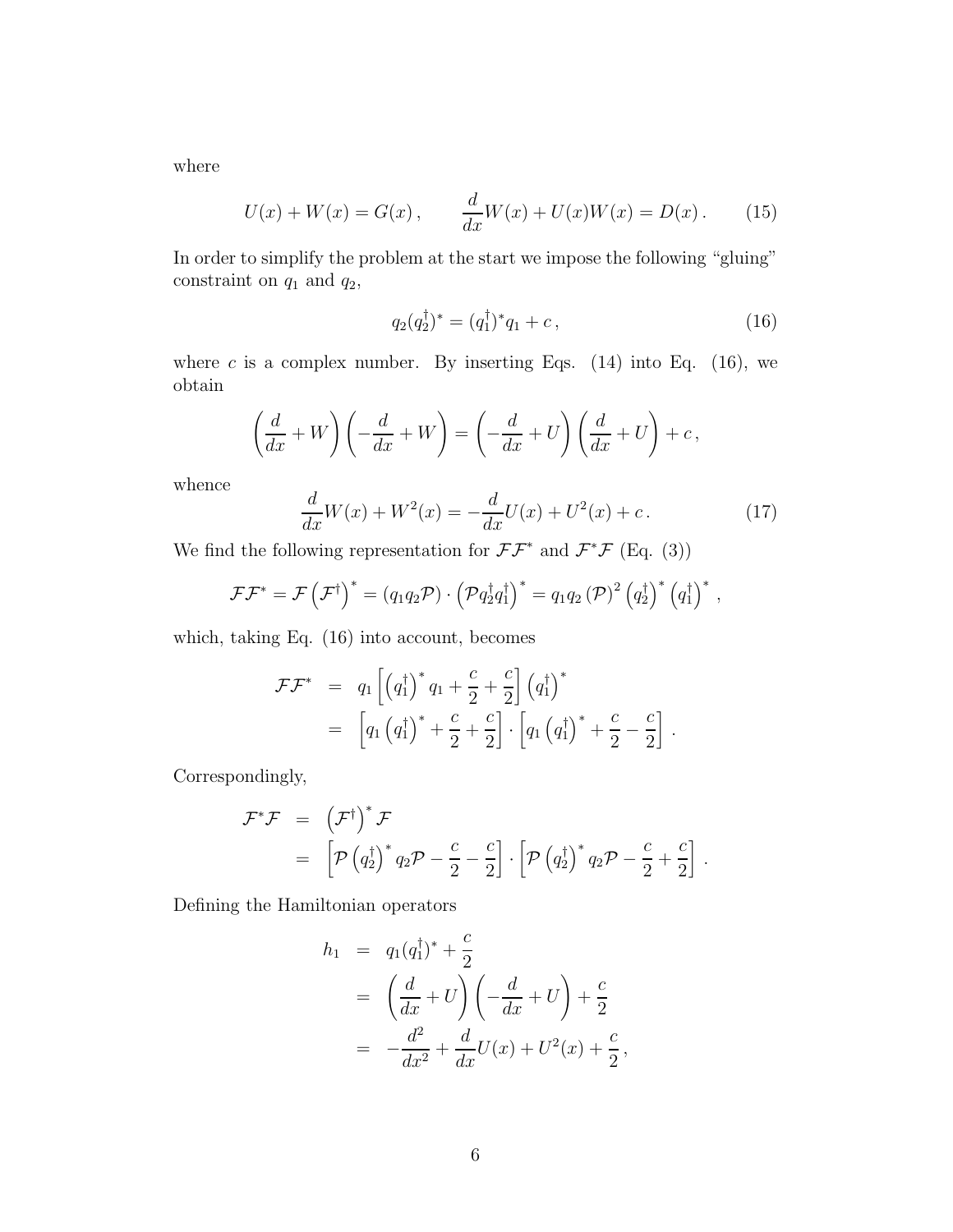where

$$U(x) + W(x) = G(x) \,, \qquad \frac{d}{dx}W(x) + U(x)W(x) = D(x) \,. \tag{15}$$

In order to simplify the problem at the start we impose the following "gluing" constraint on $q_1$ and $q_2$,

$$q_2(q_2^\dagger)^* = (q_1^\dagger)^* q_1 + c \,, \tag{16}$$

where $c$ is a complex number. By inserting Eqs. (14) into Eq. (16), we obtain

$$\left(\frac{d}{dx} + W\right)\left(-\frac{d}{dx} + W\right) = \left(-\frac{d}{dx} + U\right)\left(\frac{d}{dx} + U\right) + c \,,$$

whence

$$\frac{d}{dx}W(x) + W^2(x) = -\frac{d}{dx}U(x) + U^2(x) + c \,. \tag{17}$$

We find the following representation for $\mathcal{F}\mathcal{F}^*$ and $\mathcal{F}^*\mathcal{F}$ (Eq. (3))

$$\mathcal{F}\mathcal{F}^* = \mathcal{F}\left(\mathcal{F}^\dagger\right)^* = (q_1 q_2 \mathcal{P}) \cdot \left(\mathcal{P} q_2^\dagger q_1^\dagger\right)^* = q_1 q_2 \left(\mathcal{P}\right)^2 \left(q_2^\dagger\right)^* \left(q_1^\dagger\right)^* \,,$$

which, taking Eq. (16) into account, becomes

$$\begin{aligned}
\mathcal{F}\mathcal{F}^* &= q_1 \left[\left(q_1^\dagger\right)^* q_1 + \frac{c}{2} + \frac{c}{2}\right] \left(q_1^\dagger\right)^* \\
&= \left[q_1 \left(q_1^\dagger\right)^* + \frac{c}{2} + \frac{c}{2}\right] \cdot \left[q_1 \left(q_1^\dagger\right)^* + \frac{c}{2} - \frac{c}{2}\right] \,.
\end{aligned}$$

Correspondingly,

$$\begin{aligned}
\mathcal{F}^*\mathcal{F} &= \left(\mathcal{F}^\dagger\right)^* \mathcal{F} \\
&= \left[\mathcal{P}\left(q_2^\dagger\right)^* q_2 \mathcal{P} - \frac{c}{2} - \frac{c}{2}\right] \cdot \left[\mathcal{P}\left(q_2^\dagger\right)^* q_2 \mathcal{P} - \frac{c}{2} + \frac{c}{2}\right] \,.
\end{aligned}$$

Defining the Hamiltonian operators

$$\begin{aligned}
h_1 &= q_1 (q_1^\dagger)^* + \frac{c}{2} \\
&= \left(\frac{d}{dx} + U\right)\left(-\frac{d}{dx} + U\right) + \frac{c}{2} \\
&= -\frac{d^2}{dx^2} + \frac{d}{dx}U(x) + U^2(x) + \frac{c}{2} \,,
\end{aligned}$$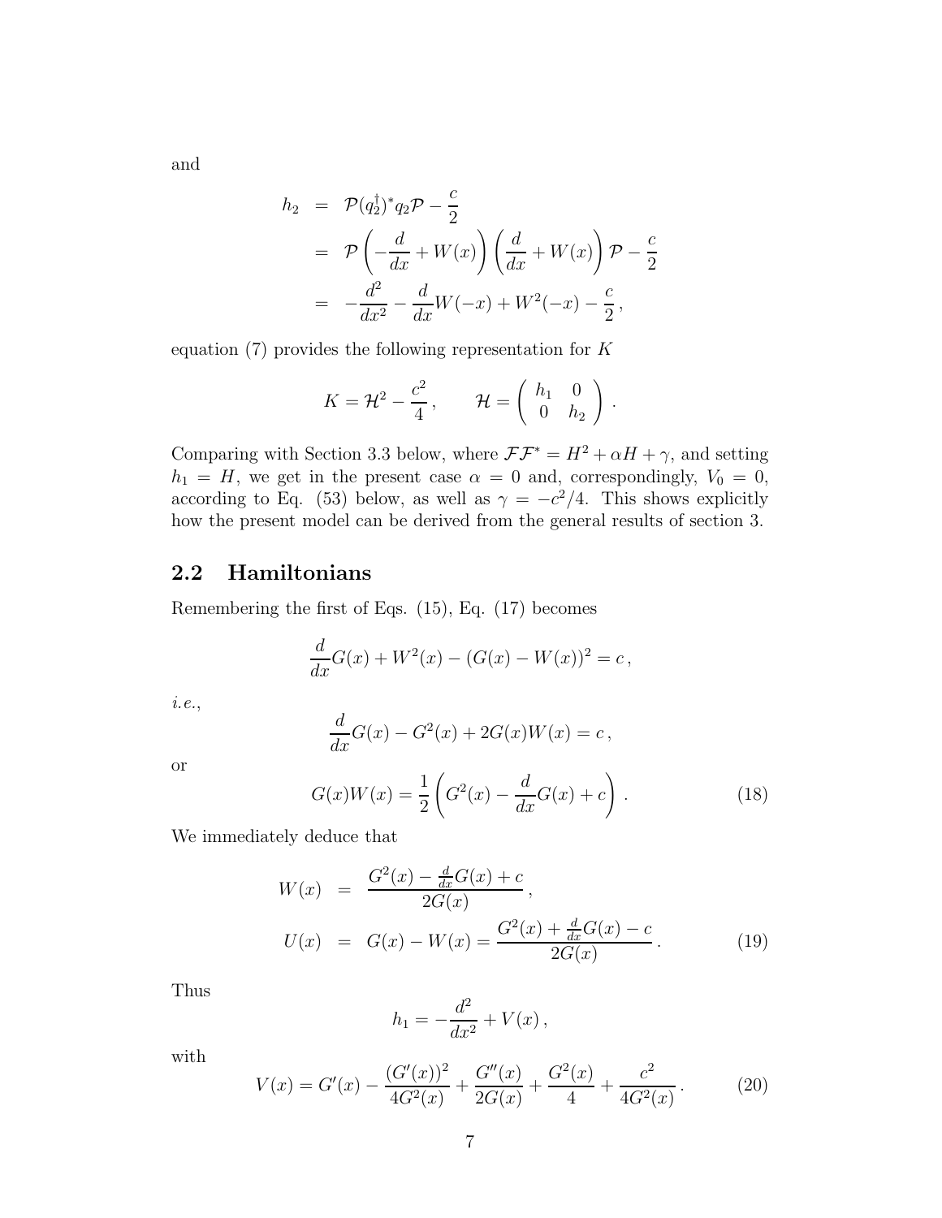and

$$
\begin{aligned}
h_2 &= \mathcal{P}(q_2^\dagger)^* q_2 \mathcal{P} - \frac{c}{2} \\
&= \mathcal{P}\left(-\frac{d}{dx} + W(x)\right)\left(\frac{d}{dx} + W(x)\right)\mathcal{P} - \frac{c}{2} \\
&= -\frac{d^2}{dx^2} - \frac{d}{dx}W(-x) + W^2(-x) - \frac{c}{2}\,,
\end{aligned}
$$

equation (7) provides the following representation for $K$

$$
K = \mathcal{H}^2 - \frac{c^2}{4}\,, \qquad \mathcal{H} = \begin{pmatrix} h_1 & 0 \\ 0 & h_2 \end{pmatrix}.
$$

Comparing with Section 3.3 below, where $\mathcal{F}\mathcal{F}^* = H^2 + \alpha H + \gamma$, and setting $h_1 = H$, we get in the present case $\alpha = 0$ and, correspondingly, $V_0 = 0$, according to Eq. (53) below, as well as $\gamma = -c^2/4$. This shows explicitly how the present model can be derived from the general results of section 3.

## 2.2 Hamiltonians

Remembering the first of Eqs. (15), Eq. (17) becomes

$$
\frac{d}{dx}G(x) + W^2(x) - (G(x) - W(x))^2 = c\,,
$$

*i.e.*,

$$
\frac{d}{dx}G(x) - G^2(x) + 2G(x)W(x) = c\,,
$$

or

$$
G(x)W(x) = \frac{1}{2}\left(G^2(x) - \frac{d}{dx}G(x) + c\right). \tag{18}
$$

We immediately deduce that

$$
\begin{aligned}
W(x) &= \frac{G^2(x) - \frac{d}{dx}G(x) + c}{2G(x)}\,, \\
U(x) &= G(x) - W(x) = \frac{G^2(x) + \frac{d}{dx}G(x) - c}{2G(x)}\,. 
\end{aligned} \tag{19}
$$

Thus

$$
h_1 = -\frac{d^2}{dx^2} + V(x)\,,
$$

with

$$
V(x) = G'(x) - \frac{(G'(x))^2}{4G^2(x)} + \frac{G''(x)}{2G(x)} + \frac{G^2(x)}{4} + \frac{c^2}{4G^2(x)}\,. \tag{20}
$$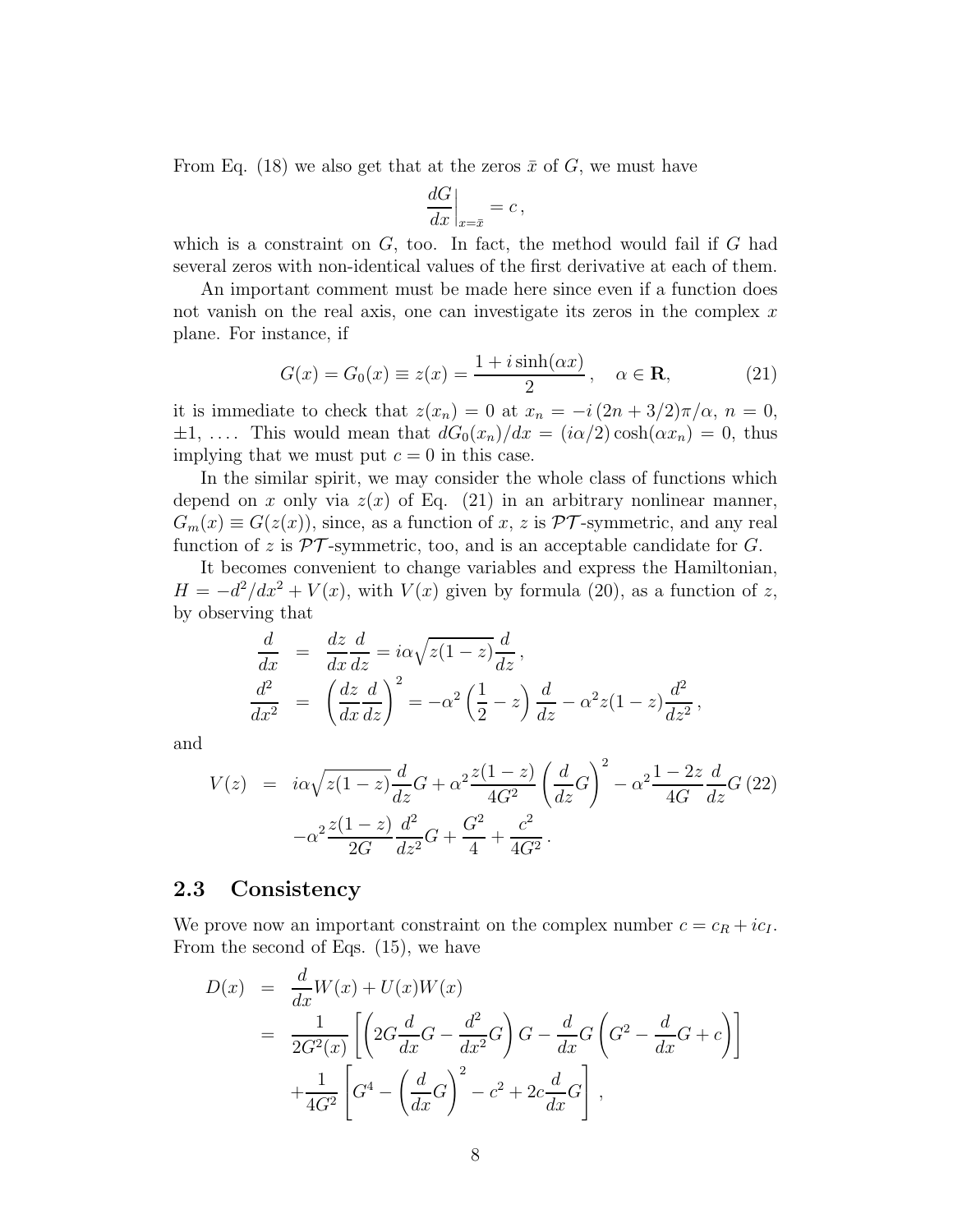From Eq. (18) we also get that at the zeros $\bar{x}$ of $G$, we must have

$$\frac{dG}{dx}\Big|_{x=\bar{x}} = c\,,$$

which is a constraint on $G$, too. In fact, the method would fail if $G$ had several zeros with non-identical values of the first derivative at each of them.

An important comment must be made here since even if a function does not vanish on the real axis, one can investigate its zeros in the complex $x$ plane. For instance, if

$$G(x) = G_0(x) \equiv z(x) = \frac{1 + i\sinh(\alpha x)}{2}\,, \quad \alpha \in \mathbf{R}, \tag{21}$$

it is immediate to check that $z(x_n) = 0$ at $x_n = -i\,(2n + 3/2)\pi/\alpha$, $n = 0$, $\pm 1$, .... This would mean that $dG_0(x_n)/dx = (i\alpha/2)\cosh(\alpha x_n) = 0$, thus implying that we must put $c = 0$ in this case.

In the similar spirit, we may consider the whole class of functions which depend on $x$ only via $z(x)$ of Eq. (21) in an arbitrary nonlinear manner, $G_m(x) \equiv G(z(x))$, since, as a function of $x$, $z$ is $\mathcal{PT}$-symmetric, and any real function of $z$ is $\mathcal{PT}$-symmetric, too, and is an acceptable candidate for $G$.

It becomes convenient to change variables and express the Hamiltonian, $H = -d^2/dx^2 + V(x)$, with $V(x)$ given by formula (20), as a function of $z$, by observing that

$$\begin{aligned}
\frac{d}{dx} &= \frac{dz}{dx}\frac{d}{dz} = i\alpha\sqrt{z(1-z)}\frac{d}{dz}\,,\\
\frac{d^2}{dx^2} &= \left(\frac{dz}{dx}\frac{d}{dz}\right)^2 = -\alpha^2\left(\frac{1}{2} - z\right)\frac{d}{dz} - \alpha^2 z(1-z)\frac{d^2}{dz^2}\,,
\end{aligned}$$

and

$$\begin{aligned}
V(z) &= i\alpha\sqrt{z(1-z)}\frac{d}{dz}G + \alpha^2\frac{z(1-z)}{4G^2}\left(\frac{d}{dz}G\right)^2 - \alpha^2\frac{1-2z}{4G}\frac{d}{dz}G \\
&\quad -\alpha^2\frac{z(1-z)}{2G}\frac{d^2}{dz^2}G + \frac{G^2}{4} + \frac{c^2}{4G^2}\,.
\end{aligned} \tag{22}$$

## 2.3 Consistency

We prove now an important constraint on the complex number $c = c_R + ic_I$. From the second of Eqs. (15), we have

$$\begin{aligned}
D(x) &= \frac{d}{dx}W(x) + U(x)W(x) \\
&= \frac{1}{2G^2(x)}\left[\left(2G\frac{d}{dx}G - \frac{d^2}{dx^2}G\right)G - \frac{d}{dx}G\left(G^2 - \frac{d}{dx}G + c\right)\right] \\
&\quad + \frac{1}{4G^2}\left[G^4 - \left(\frac{d}{dx}G\right)^2 - c^2 + 2c\frac{d}{dx}G\right]\,,
\end{aligned}$$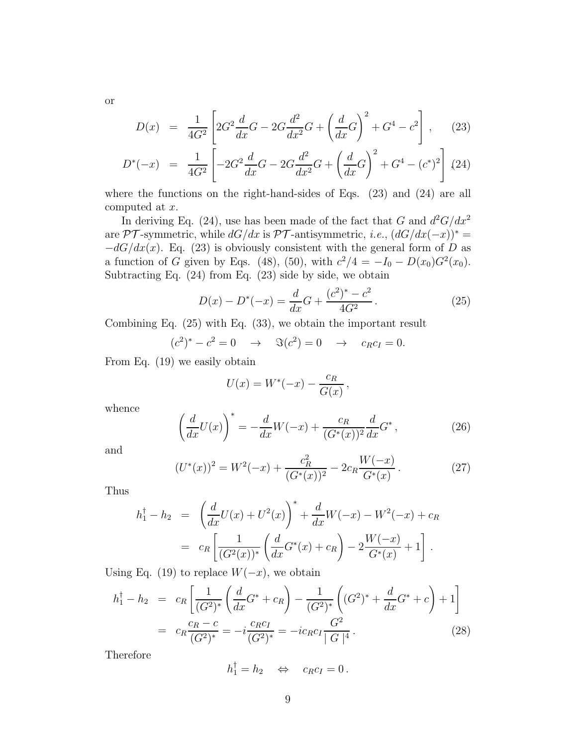or

$$
\begin{aligned}
D(x) &= \frac{1}{4G^2}\left[2G^2\frac{d}{dx}G - 2G\frac{d^2}{dx^2}G + \left(\frac{d}{dx}G\right)^2 + G^4 - c^2\right], \qquad (23) \\
D^*(-x) &= \frac{1}{4G^2}\left[-2G^2\frac{d}{dx}G - 2G\frac{d^2}{dx^2}G + \left(\frac{d}{dx}G\right)^2 + G^4 - (c^*)^2\right], \qquad (24)
\end{aligned}
$$

where the functions on the right-hand-sides of Eqs. (23) and (24) are all computed at $x$.

In deriving Eq. (24), use has been made of the fact that $G$ and $d^2G/dx^2$ are $\mathcal{PT}$-symmetric, while $dG/dx$ is $\mathcal{PT}$-antisymmetric, *i.e.*, $(dG/dx(-x))^* = -dG/dx(x)$. Eq. (23) is obviously consistent with the general form of $D$ as a function of $G$ given by Eqs. (48), (50), with $c^2/4 = -I_0 - D(x_0)G^2(x_0)$. Subtracting Eq. (24) from Eq. (23) side by side, we obtain

$$
D(x) - D^*(-x) = \frac{d}{dx}G + \frac{(c^2)^* - c^2}{4G^2}\,. \qquad (25)
$$

Combining Eq. (25) with Eq. (33), we obtain the important result

$$
(c^2)^* - c^2 = 0 \quad \rightarrow \quad \Im(c^2) = 0 \quad \rightarrow \quad c_R c_I = 0.
$$

From Eq. (19) we easily obtain

$$
U(x) = W^*(-x) - \frac{c_R}{G(x)}\,,
$$

whence

$$
\left(\frac{d}{dx}U(x)\right)^* = -\frac{d}{dx}W(-x) + \frac{c_R}{(G^*(x))^2}\frac{d}{dx}G^*\,, \qquad (26)
$$

and

$$
(U^*(x))^2 = W^2(-x) + \frac{c_R^2}{(G^*(x))^2} - 2c_R\frac{W(-x)}{G^*(x)}\,. \qquad (27)
$$

Thus

$$
\begin{aligned}
h_1^\dagger - h_2 &= \left(\frac{d}{dx}U(x) + U^2(x)\right)^* + \frac{d}{dx}W(-x) - W^2(-x) + c_R \\
&= c_R\left[\frac{1}{(G^2(x))^*}\left(\frac{d}{dx}G^*(x) + c_R\right) - 2\frac{W(-x)}{G^*(x)} + 1\right].
\end{aligned}
$$

Using Eq. (19) to replace $W(-x)$, we obtain

$$
\begin{aligned}
h_1^\dagger - h_2 &= c_R\left[\frac{1}{(G^2)^*}\left(\frac{d}{dx}G^* + c_R\right) - \frac{1}{(G^2)^*}\left((G^2)^* + \frac{d}{dx}G^* + c\right) + 1\right] \\
&= c_R\frac{c_R - c}{(G^2)^*} = -i\frac{c_R c_I}{(G^2)^*} = -ic_R c_I\frac{G^2}{\mid G\mid^4}\,. \qquad (28)
\end{aligned}
$$

Therefore

$$
h_1^\dagger = h_2 \quad \Leftrightarrow \quad c_R c_I = 0\,.
$$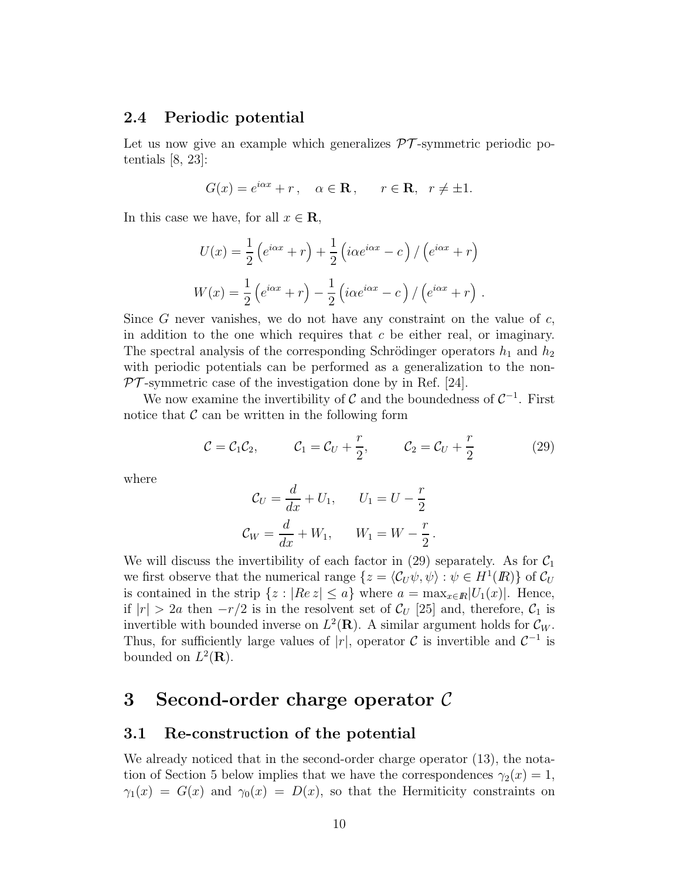### 2.4 Periodic potential

Let us now give an example which generalizes $\mathcal{PT}$-symmetric periodic potentials [8, 23]:

$$G(x) = e^{i\alpha x} + r\,, \quad \alpha \in \mathbf{R}\,, \qquad r \in \mathbf{R}, \quad r \neq \pm 1.$$

In this case we have, for all $x \in \mathbf{R}$,

$$U(x) = \frac{1}{2}\left(e^{i\alpha x} + r\right) + \frac{1}{2}\left(i\alpha e^{i\alpha x} - c\right) / \left(e^{i\alpha x} + r\right)$$

$$W(x) = \frac{1}{2}\left(e^{i\alpha x} + r\right) - \frac{1}{2}\left(i\alpha e^{i\alpha x} - c\right) / \left(e^{i\alpha x} + r\right)\,.$$

Since $G$ never vanishes, we do not have any constraint on the value of $c$, in addition to the one which requires that $c$ be either real, or imaginary. The spectral analysis of the corresponding Schrödinger operators $h_1$ and $h_2$ with periodic potentials can be performed as a generalization to the non-$\mathcal{PT}$-symmetric case of the investigation done by in Ref. [24].

We now examine the invertibility of $\mathcal{C}$ and the boundedness of $\mathcal{C}^{-1}$. First notice that $\mathcal{C}$ can be written in the following form

$$\mathcal{C} = \mathcal{C}_1\mathcal{C}_2, \qquad \mathcal{C}_1 = \mathcal{C}_U + \frac{r}{2}, \qquad \mathcal{C}_2 = \mathcal{C}_U + \frac{r}{2} \tag{29}$$

where

$$\mathcal{C}_U = \frac{d}{dx} + U_1, \qquad U_1 = U - \frac{r}{2}$$

$$\mathcal{C}_W = \frac{d}{dx} + W_1, \qquad W_1 = W - \frac{r}{2}\,.$$

We will discuss the invertibility of each factor in (29) separately. As for $\mathcal{C}_1$ we first observe that the numerical range $\{z = \langle \mathcal{C}_U\psi, \psi\rangle : \psi \in H^1(\mathbb{R})\}$ of $\mathcal{C}_U$ is contained in the strip $\{z : |Re\, z| \leq a\}$ where $a = \max_{x\in\mathbb{R}}|U_1(x)|$. Hence, if $|r| > 2a$ then $-r/2$ is in the resolvent set of $\mathcal{C}_U$ [25] and, therefore, $\mathcal{C}_1$ is invertible with bounded inverse on $L^2(\mathbf{R})$. A similar argument holds for $\mathcal{C}_W$. Thus, for sufficiently large values of $|r|$, operator $\mathcal{C}$ is invertible and $\mathcal{C}^{-1}$ is bounded on $L^2(\mathbf{R})$.

# 3 Second-order charge operator $\mathcal{C}$

## 3.1 Re-construction of the potential

We already noticed that in the second-order charge operator (13), the notation of Section 5 below implies that we have the correspondences $\gamma_2(x) = 1$, $\gamma_1(x) = G(x)$ and $\gamma_0(x) = D(x)$, so that the Hermiticity constraints on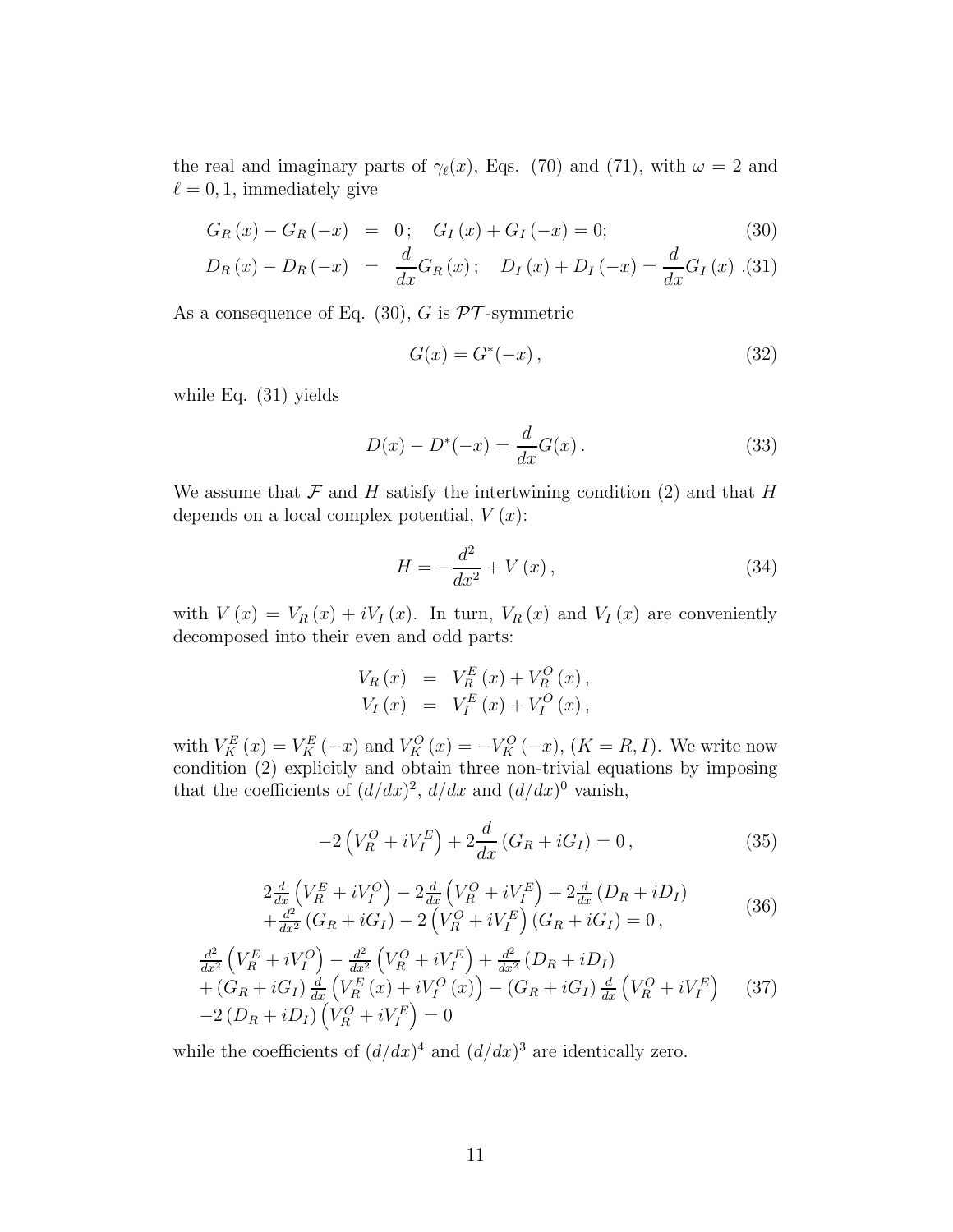the real and imaginary parts of $\gamma_\ell(x)$, Eqs. (70) and (71), with $\omega = 2$ and $\ell = 0, 1$, immediately give

$$
\begin{aligned}
G_R(x) - G_R(-x) &= 0\,; \quad G_I(x) + G_I(-x) = 0; \qquad (30)\\
D_R(x) - D_R(-x) &= \frac{d}{dx}G_R(x)\,; \quad D_I(x) + D_I(-x) = \frac{d}{dx}G_I(x)\,. \qquad (31)
\end{aligned}
$$

As a consequence of Eq. (30), $G$ is $\mathcal{PT}$-symmetric

$$
G(x) = G^*(-x)\,, \tag{32}
$$

while Eq. (31) yields

$$
D(x) - D^*(-x) = \frac{d}{dx}G(x)\,. \tag{33}
$$

We assume that $\mathcal{F}$ and $H$ satisfy the intertwining condition (2) and that $H$ depends on a local complex potential, $V(x)$:

$$
H = -\frac{d^2}{dx^2} + V(x)\,, \tag{34}
$$

with $V(x) = V_R(x) + iV_I(x)$. In turn, $V_R(x)$ and $V_I(x)$ are conveniently decomposed into their even and odd parts:

$$
\begin{aligned}
V_R(x) &= V_R^E(x) + V_R^O(x)\,,\\
V_I(x) &= V_I^E(x) + V_I^O(x)\,,
\end{aligned}
$$

with $V_K^E(x) = V_K^E(-x)$ and $V_K^O(x) = -V_K^O(-x)$, $(K = R, I)$. We write now condition (2) explicitly and obtain three non-trivial equations by imposing that the coefficients of $(d/dx)^2$, $d/dx$ and $(d/dx)^0$ vanish,

$$
-2\left(V_R^O + iV_I^E\right) + 2\frac{d}{dx}\left(G_R + iG_I\right) = 0\,, \tag{35}
$$

$$
\begin{aligned}
&2\tfrac{d}{dx}\left(V_R^E + iV_I^O\right) - 2\tfrac{d}{dx}\left(V_R^O + iV_I^E\right) + 2\tfrac{d}{dx}\left(D_R + iD_I\right)\\
&+\tfrac{d^2}{dx^2}\left(G_R + iG_I\right) - 2\left(V_R^O + iV_I^E\right)\left(G_R + iG_I\right) = 0\,,
\end{aligned} \tag{36}
$$

$$
\begin{aligned}
&\tfrac{d^2}{dx^2}\left(V_R^E + iV_I^O\right) - \tfrac{d^2}{dx^2}\left(V_R^O + iV_I^E\right) + \tfrac{d^2}{dx^2}\left(D_R + iD_I\right)\\
&+\left(G_R + iG_I\right)\tfrac{d}{dx}\left(V_R^E(x) + iV_I^O(x)\right) - \left(G_R + iG_I\right)\tfrac{d}{dx}\left(V_R^O + iV_I^E\right)\\
&-2\left(D_R + iD_I\right)\left(V_R^O + iV_I^E\right) = 0
\end{aligned} \tag{37}
$$

while the coefficients of $(d/dx)^4$ and $(d/dx)^3$ are identically zero.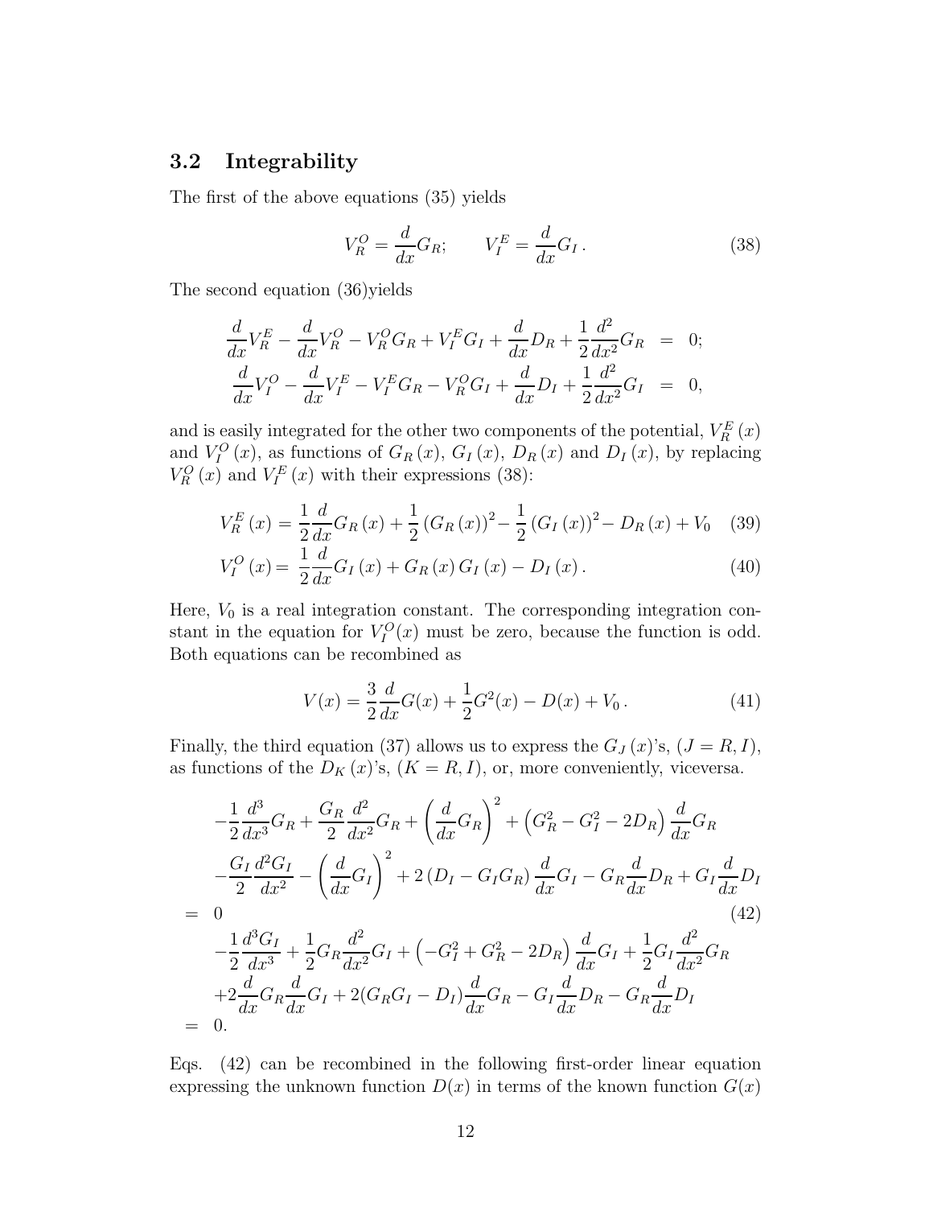### 3.2 Integrability

The first of the above equations (35) yields

$$V_R^O = \frac{d}{dx}G_R; \qquad V_I^E = \frac{d}{dx}G_I\,. \tag{38}$$

The second equation (36)yields

$$\begin{aligned}
\frac{d}{dx}V_R^E - \frac{d}{dx}V_R^O - V_R^O G_R + V_I^E G_I + \frac{d}{dx}D_R + \frac{1}{2}\frac{d^2}{dx^2}G_R &= 0; \\
\frac{d}{dx}V_I^O - \frac{d}{dx}V_I^E - V_I^E G_R - V_R^O G_I + \frac{d}{dx}D_I + \frac{1}{2}\frac{d^2}{dx^2}G_I &= 0,
\end{aligned}$$

and is easily integrated for the other two components of the potential, $V_R^E(x)$ and $V_I^O(x)$, as functions of $G_R(x)$, $G_I(x)$, $D_R(x)$ and $D_I(x)$, by replacing $V_R^O(x)$ and $V_I^E(x)$ with their expressions (38):

$$V_R^E(x) = \frac{1}{2}\frac{d}{dx}G_R(x) + \frac{1}{2}(G_R(x))^2 - \frac{1}{2}(G_I(x))^2 - D_R(x) + V_0 \tag{39}$$

$$V_I^O(x) = \frac{1}{2}\frac{d}{dx}G_I(x) + G_R(x)\,G_I(x) - D_I(x)\,. \tag{40}$$

Here, $V_0$ is a real integration constant. The corresponding integration constant in the equation for $V_I^O(x)$ must be zero, because the function is odd. Both equations can be recombined as

$$V(x) = \frac{3}{2}\frac{d}{dx}G(x) + \frac{1}{2}G^2(x) - D(x) + V_0\,. \tag{41}$$

Finally, the third equation (37) allows us to express the $G_J(x)$'s, $(J = R, I)$, as functions of the $D_K(x)$'s, $(K = R, I)$, or, more conveniently, viceversa.

$$\begin{aligned}
& -\frac{1}{2}\frac{d^3}{dx^3}G_R + \frac{G_R}{2}\frac{d^2}{dx^2}G_R + \left(\frac{d}{dx}G_R\right)^2 + \left(G_R^2 - G_I^2 - 2D_R\right)\frac{d}{dx}G_R \\
& -\frac{G_I}{2}\frac{d^2 G_I}{dx^2} - \left(\frac{d}{dx}G_I\right)^2 + 2\left(D_I - G_I G_R\right)\frac{d}{dx}G_I - G_R\frac{d}{dx}D_R + G_I\frac{d}{dx}D_I \\
= {} & 0 \qquad\qquad (42) \\
& -\frac{1}{2}\frac{d^3 G_I}{dx^3} + \frac{1}{2}G_R\frac{d^2}{dx^2}G_I + \left(-G_I^2 + G_R^2 - 2D_R\right)\frac{d}{dx}G_I + \frac{1}{2}G_I\frac{d^2}{dx^2}G_R \\
& +2\frac{d}{dx}G_R\frac{d}{dx}G_I + 2(G_R G_I - D_I)\frac{d}{dx}G_R - G_I\frac{d}{dx}D_R - G_R\frac{d}{dx}D_I \\
= {} & 0.
\end{aligned}$$

Eqs. (42) can be recombined in the following first-order linear equation expressing the unknown function $D(x)$ in terms of the known function $G(x)$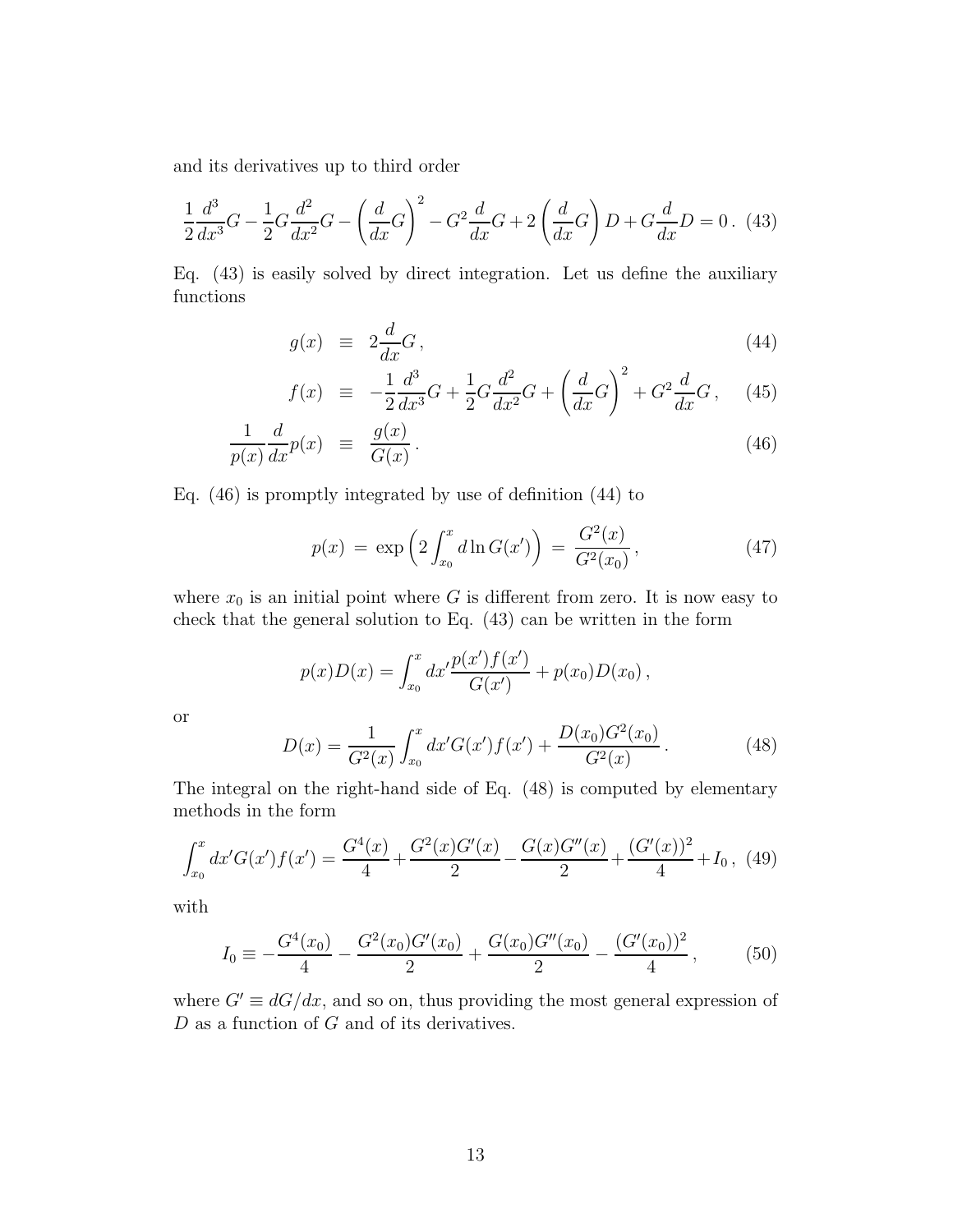and its derivatives up to third order

$$\frac{1}{2}\frac{d^3}{dx^3}G - \frac{1}{2}G\frac{d^2}{dx^2}G - \left(\frac{d}{dx}G\right)^2 - G^2\frac{d}{dx}G + 2\left(\frac{d}{dx}G\right)D + G\frac{d}{dx}D = 0\,. \tag{43}$$

Eq. (43) is easily solved by direct integration. Let us define the auxiliary functions

$$g(x) \equiv 2\frac{d}{dx}G\,, \tag{44}$$

$$f(x) \equiv -\frac{1}{2}\frac{d^3}{dx^3}G + \frac{1}{2}G\frac{d^2}{dx^2}G + \left(\frac{d}{dx}G\right)^2 + G^2\frac{d}{dx}G\,, \tag{45}$$

$$\frac{1}{p(x)}\frac{d}{dx}p(x) \equiv \frac{g(x)}{G(x)}\,. \tag{46}$$

Eq. (46) is promptly integrated by use of definition (44) to

$$p(x) = \exp\left(2\int_{x_0}^{x} d\ln G(x')\right) = \frac{G^2(x)}{G^2(x_0)}\,, \tag{47}$$

where $x_0$ is an initial point where $G$ is different from zero. It is now easy to check that the general solution to Eq. (43) can be written in the form

$$p(x)D(x) = \int_{x_0}^{x} dx'\frac{p(x')f(x')}{G(x')} + p(x_0)D(x_0)\,,$$

or

$$D(x) = \frac{1}{G^2(x)}\int_{x_0}^{x} dx' G(x')f(x') + \frac{D(x_0)G^2(x_0)}{G^2(x)}\,. \tag{48}$$

The integral on the right-hand side of Eq. (48) is computed by elementary methods in the form

$$\int_{x_0}^{x} dx' G(x')f(x') = \frac{G^4(x)}{4} + \frac{G^2(x)G'(x)}{2} - \frac{G(x)G''(x)}{2} + \frac{(G'(x))^2}{4} + I_0\,, \tag{49}$$

with

$$I_0 \equiv -\frac{G^4(x_0)}{4} - \frac{G^2(x_0)G'(x_0)}{2} + \frac{G(x_0)G''(x_0)}{2} - \frac{(G'(x_0))^2}{4}\,, \tag{50}$$

where $G' \equiv dG/dx$, and so on, thus providing the most general expression of $D$ as a function of $G$ and of its derivatives.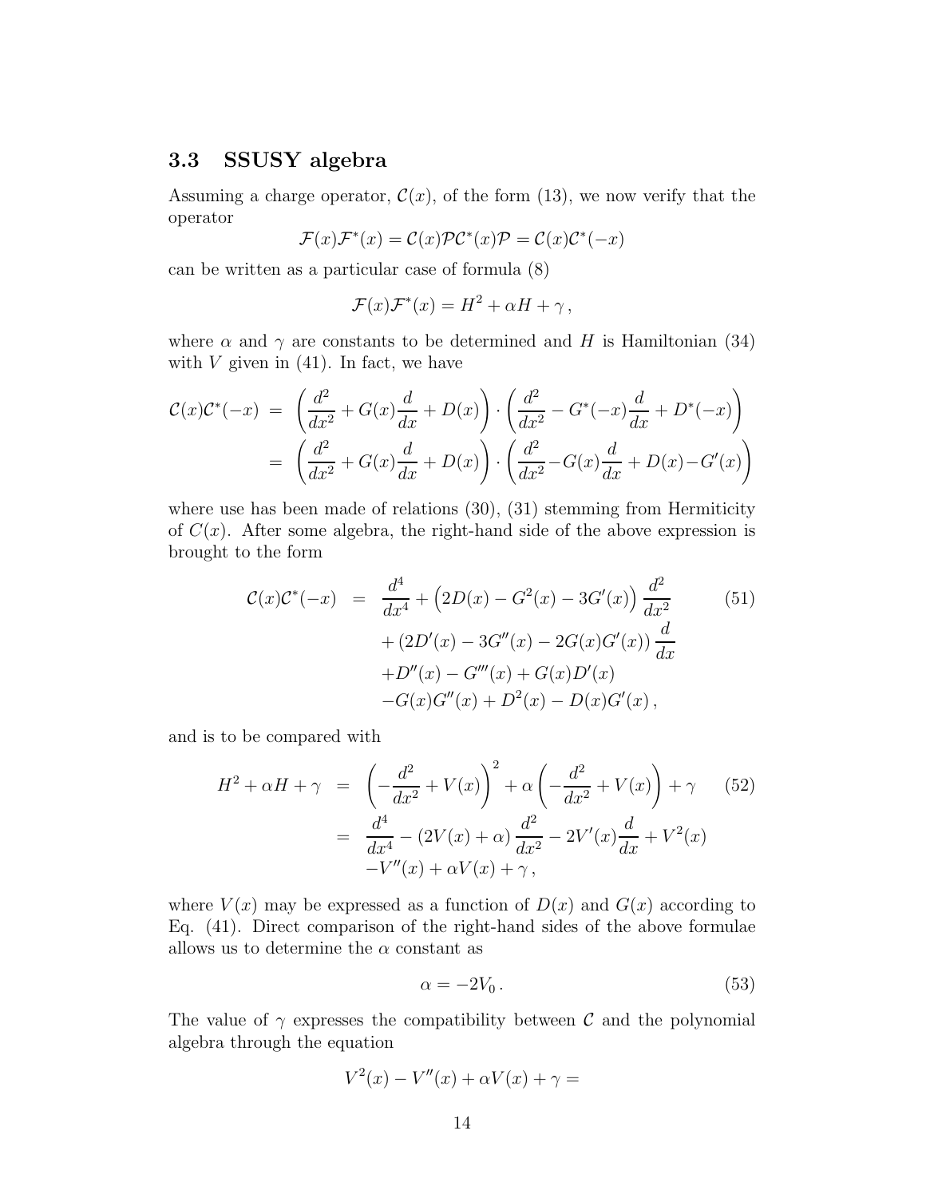### 3.3 SSUSY algebra

Assuming a charge operator, $\mathcal{C}(x)$, of the form (13), we now verify that the operator

$$\mathcal{F}(x)\mathcal{F}^*(x) = \mathcal{C}(x)\mathcal{P}\mathcal{C}^*(x)\mathcal{P} = \mathcal{C}(x)\mathcal{C}^*(-x)$$

can be written as a particular case of formula (8)

$$\mathcal{F}(x)\mathcal{F}^*(x) = H^2 + \alpha H + \gamma\,,$$

where $\alpha$ and $\gamma$ are constants to be determined and $H$ is Hamiltonian (34) with $V$ given in (41). In fact, we have

$$\begin{aligned}
\mathcal{C}(x)\mathcal{C}^*(-x) &= \left(\frac{d^2}{dx^2} + G(x)\frac{d}{dx} + D(x)\right)\cdot\left(\frac{d^2}{dx^2} - G^*(-x)\frac{d}{dx} + D^*(-x)\right)\\
&= \left(\frac{d^2}{dx^2} + G(x)\frac{d}{dx} + D(x)\right)\cdot\left(\frac{d^2}{dx^2} - G(x)\frac{d}{dx} + D(x) - G'(x)\right)
\end{aligned}$$

where use has been made of relations (30), (31) stemming from Hermiticity of $C(x)$. After some algebra, the right-hand side of the above expression is brought to the form

$$\begin{aligned}
\mathcal{C}(x)\mathcal{C}^*(-x) &= \frac{d^4}{dx^4} + \left(2D(x) - G^2(x) - 3G'(x)\right)\frac{d^2}{dx^2} \\
&\quad + \left(2D'(x) - 3G''(x) - 2G(x)G'(x)\right)\frac{d}{dx} \\
&\quad + D''(x) - G'''(x) + G(x)D'(x) \\
&\quad - G(x)G''(x) + D^2(x) - D(x)G'(x)\,,
\end{aligned} \tag{51}$$

and is to be compared with

$$\begin{aligned}
H^2 + \alpha H + \gamma &= \left(-\frac{d^2}{dx^2} + V(x)\right)^2 + \alpha\left(-\frac{d^2}{dx^2} + V(x)\right) + \gamma \\
&= \frac{d^4}{dx^4} - \left(2V(x) + \alpha\right)\frac{d^2}{dx^2} - 2V'(x)\frac{d}{dx} + V^2(x) \\
&\quad - V''(x) + \alpha V(x) + \gamma\,,
\end{aligned} \tag{52}$$

where $V(x)$ may be expressed as a function of $D(x)$ and $G(x)$ according to Eq. (41). Direct comparison of the right-hand sides of the above formulae allows us to determine the $\alpha$ constant as

$$\alpha = -2V_0\,. \tag{53}$$

The value of $\gamma$ expresses the compatibility between $\mathcal{C}$ and the polynomial algebra through the equation

$$V^2(x) - V''(x) + \alpha V(x) + \gamma =$$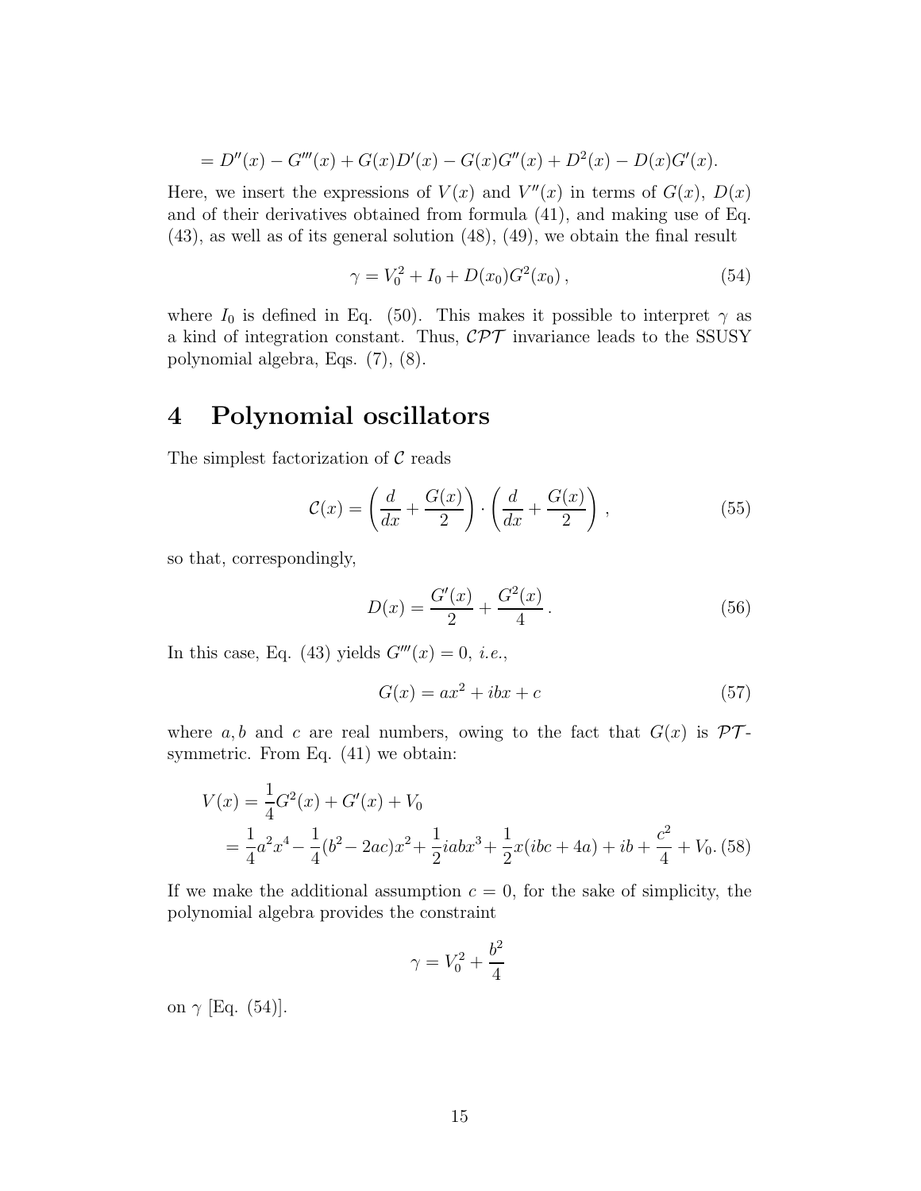$$= D''(x) - G'''(x) + G(x)D'(x) - G(x)G''(x) + D^2(x) - D(x)G'(x).$$

Here, we insert the expressions of $V(x)$ and $V''(x)$ in terms of $G(x)$, $D(x)$ and of their derivatives obtained from formula (41), and making use of Eq. (43), as well as of its general solution (48), (49), we obtain the final result

$$\gamma = V_0^2 + I_0 + D(x_0)G^2(x_0)\,, \tag{54}$$

where $I_0$ is defined in Eq. (50). This makes it possible to interpret $\gamma$ as a kind of integration constant. Thus, $\mathcal{CPT}$ invariance leads to the SSUSY polynomial algebra, Eqs. (7), (8).

# 4 Polynomial oscillators

The simplest factorization of $\mathcal{C}$ reads

$$\mathcal{C}(x) = \left(\frac{d}{dx} + \frac{G(x)}{2}\right) \cdot \left(\frac{d}{dx} + \frac{G(x)}{2}\right)\,, \tag{55}$$

so that, correspondingly,

$$D(x) = \frac{G'(x)}{2} + \frac{G^2(x)}{4}\,. \tag{56}$$

In this case, Eq. (43) yields $G'''(x) = 0$, *i.e.*,

$$G(x) = ax^2 + ibx + c \tag{57}$$

where $a, b$ and $c$ are real numbers, owing to the fact that $G(x)$ is $\mathcal{PT}$-symmetric. From Eq. (41) we obtain:

$$\begin{aligned} V(x) &= \frac{1}{4}G^2(x) + G'(x) + V_0 \\ &= \frac{1}{4}a^2x^4 - \frac{1}{4}(b^2 - 2ac)x^2 + \frac{1}{2}iabx^3 + \frac{1}{2}x(ibc + 4a) + ib + \frac{c^2}{4} + V_0. \end{aligned} \tag{58}$$

If we make the additional assumption $c = 0$, for the sake of simplicity, the polynomial algebra provides the constraint

$$\gamma = V_0^2 + \frac{b^2}{4}$$

on $\gamma$ [Eq. (54)].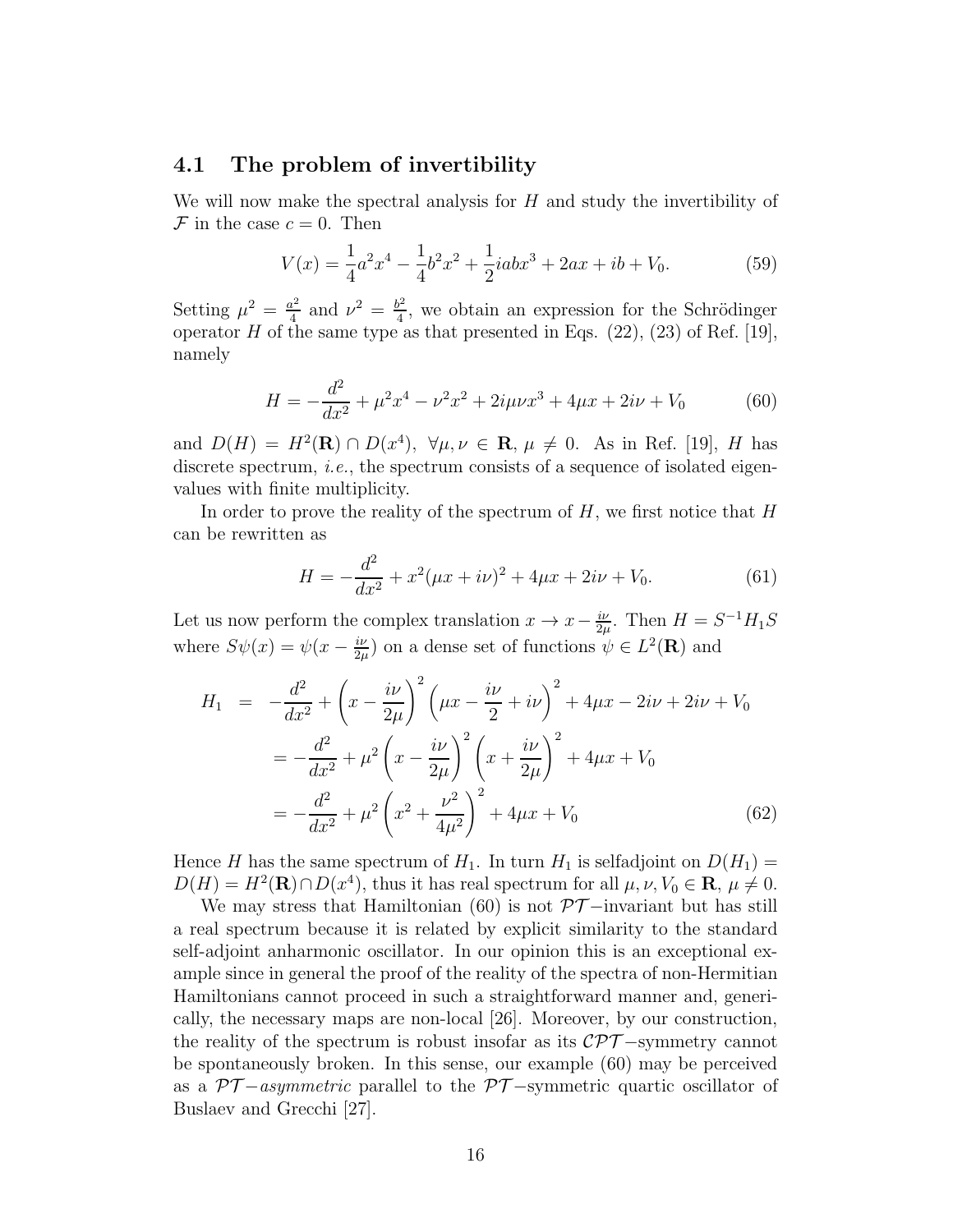### 4.1 The problem of invertibility

We will now make the spectral analysis for $H$ and study the invertibility of $\mathcal{F}$ in the case $c = 0$. Then

$$V(x) = \frac{1}{4}a^2x^4 - \frac{1}{4}b^2x^2 + \frac{1}{2}iabx^3 + 2ax + ib + V_0. \tag{59}$$

Setting $\mu^2 = \frac{a^2}{4}$ and $\nu^2 = \frac{b^2}{4}$, we obtain an expression for the Schrödinger operator $H$ of the same type as that presented in Eqs. (22), (23) of Ref. [19], namely

$$H = -\frac{d^2}{dx^2} + \mu^2x^4 - \nu^2x^2 + 2i\mu\nu x^3 + 4\mu x + 2i\nu + V_0 \tag{60}$$

and $D(H) = H^2(\mathbf{R}) \cap D(x^4)$, $\forall \mu, \nu \in \mathbf{R}$, $\mu \neq 0$. As in Ref. [19], $H$ has discrete spectrum, *i.e.*, the spectrum consists of a sequence of isolated eigenvalues with finite multiplicity.

In order to prove the reality of the spectrum of $H$, we first notice that $H$ can be rewritten as

$$H = -\frac{d^2}{dx^2} + x^2(\mu x + i\nu)^2 + 4\mu x + 2i\nu + V_0. \tag{61}$$

Let us now perform the complex translation $x \to x - \frac{i\nu}{2\mu}$. Then $H = S^{-1}H_1S$ where $S\psi(x) = \psi(x - \frac{i\nu}{2\mu})$ on a dense set of functions $\psi \in L^2(\mathbf{R})$ and

$$\begin{aligned}
H_1 &= -\frac{d^2}{dx^2} + \left(x - \frac{i\nu}{2\mu}\right)^2\left(\mu x - \frac{i\nu}{2} + i\nu\right)^2 + 4\mu x - 2i\nu + 2i\nu + V_0 \\
&= -\frac{d^2}{dx^2} + \mu^2\left(x - \frac{i\nu}{2\mu}\right)^2\left(x + \frac{i\nu}{2\mu}\right)^2 + 4\mu x + V_0 \\
&= -\frac{d^2}{dx^2} + \mu^2\left(x^2 + \frac{\nu^2}{4\mu^2}\right)^2 + 4\mu x + V_0
\end{aligned} \tag{62}$$

Hence $H$ has the same spectrum of $H_1$. In turn $H_1$ is selfadjoint on $D(H_1) = D(H) = H^2(\mathbf{R}) \cap D(x^4)$, thus it has real spectrum for all $\mu, \nu, V_0 \in \mathbf{R}$, $\mu \neq 0$.

We may stress that Hamiltonian (60) is not $\mathcal{PT}-$invariant but has still a real spectrum because it is related by explicit similarity to the standard self-adjoint anharmonic oscillator. In our opinion this is an exceptional example since in general the proof of the reality of the spectra of non-Hermitian Hamiltonians cannot proceed in such a straightforward manner and, generically, the necessary maps are non-local [26]. Moreover, by our construction, the reality of the spectrum is robust insofar as its $\mathcal{CPT}-$symmetry cannot be spontaneously broken. In this sense, our example (60) may be perceived as a $\mathcal{PT}-$*asymmetric* parallel to the $\mathcal{PT}-$symmetric quartic oscillator of Buslaev and Grecchi [27].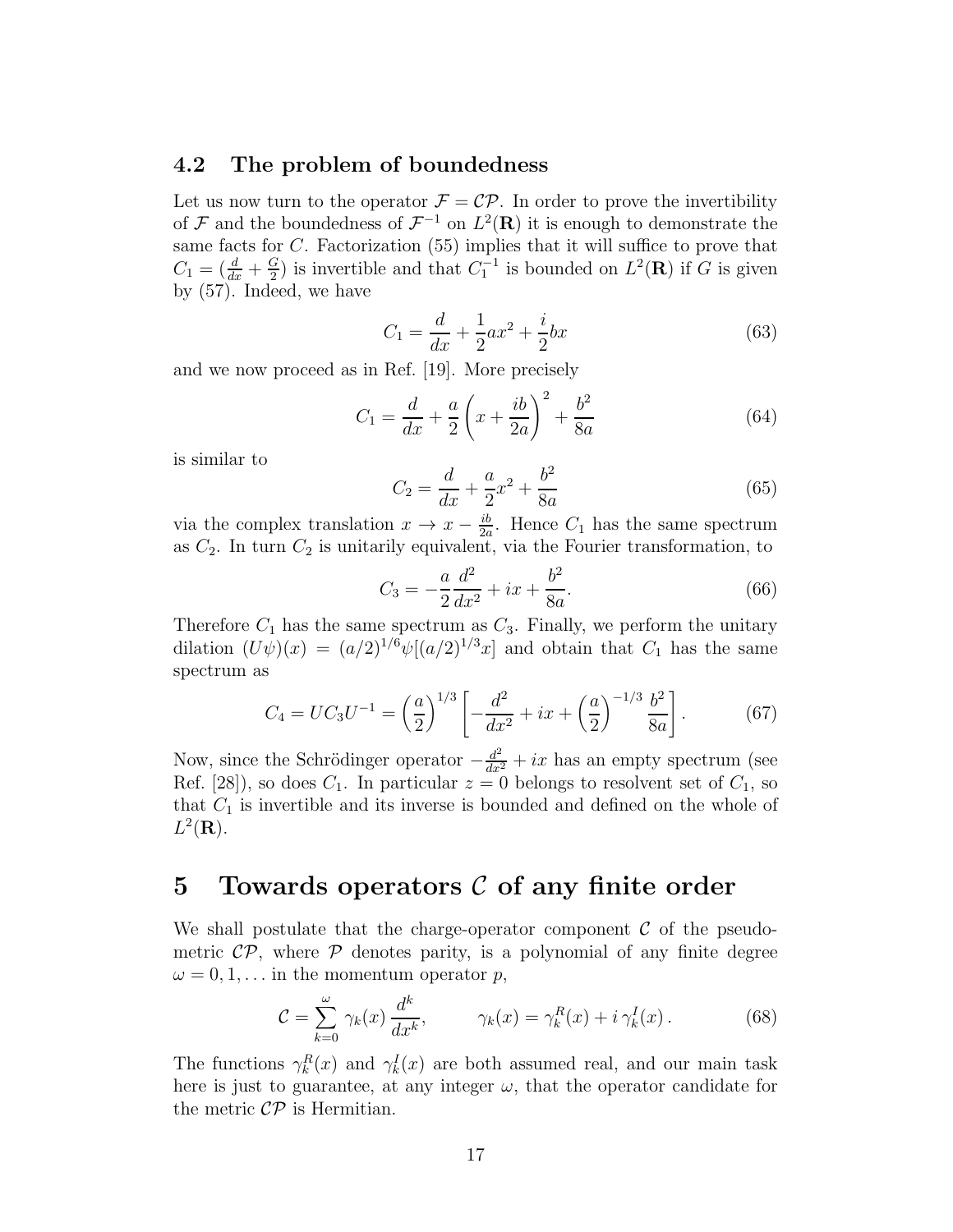### 4.2 The problem of boundedness

Let us now turn to the operator $\mathcal{F} = \mathcal{CP}$. In order to prove the invertibility of $\mathcal{F}$ and the boundedness of $\mathcal{F}^{-1}$ on $L^2(\mathbf{R})$ it is enough to demonstrate the same facts for $C$. Factorization (55) implies that it will suffice to prove that $C_1 = (\frac{d}{dx} + \frac{G}{2})$ is invertible and that $C_1^{-1}$ is bounded on $L^2(\mathbf{R})$ if $G$ is given by (57). Indeed, we have

$$C_1 = \frac{d}{dx} + \frac{1}{2}ax^2 + \frac{i}{2}bx \tag{63}$$

and we now proceed as in Ref. [19]. More precisely

$$C_1 = \frac{d}{dx} + \frac{a}{2}\left(x + \frac{ib}{2a}\right)^2 + \frac{b^2}{8a} \tag{64}$$

is similar to

$$C_2 = \frac{d}{dx} + \frac{a}{2}x^2 + \frac{b^2}{8a} \tag{65}$$

via the complex translation $x \to x - \frac{ib}{2a}$. Hence $C_1$ has the same spectrum as $C_2$. In turn $C_2$ is unitarily equivalent, via the Fourier transformation, to

$$C_3 = -\frac{a}{2}\frac{d^2}{dx^2} + ix + \frac{b^2}{8a}. \tag{66}$$

Therefore $C_1$ has the same spectrum as $C_3$. Finally, we perform the unitary dilation $(U\psi)(x) = (a/2)^{1/6}\psi[(a/2)^{1/3}x]$ and obtain that $C_1$ has the same spectrum as

$$C_4 = UC_3U^{-1} = \left(\frac{a}{2}\right)^{1/3}\left[-\frac{d^2}{dx^2} + ix + \left(\frac{a}{2}\right)^{-1/3}\frac{b^2}{8a}\right]. \tag{67}$$

Now, since the Schrödinger operator $-\frac{d^2}{dx^2} + ix$ has an empty spectrum (see Ref. [28]), so does $C_1$. In particular $z = 0$ belongs to resolvent set of $C_1$, so that $C_1$ is invertible and its inverse is bounded and defined on the whole of $L^2(\mathbf{R})$.

## 5 Towards operators $\mathcal{C}$ of any finite order

We shall postulate that the charge-operator component $\mathcal{C}$ of the pseudo-metric $\mathcal{CP}$, where $\mathcal{P}$ denotes parity, is a polynomial of any finite degree $\omega = 0, 1, \ldots$ in the momentum operator $p$,

$$\mathcal{C} = \sum_{k=0}^{\omega} \gamma_k(x)\,\frac{d^k}{dx^k}, \qquad \gamma_k(x) = \gamma_k^R(x) + i\,\gamma_k^I(x)\,. \tag{68}$$

The functions $\gamma_k^R(x)$ and $\gamma_k^I(x)$ are both assumed real, and our main task here is just to guarantee, at any integer $\omega$, that the operator candidate for the metric $\mathcal{CP}$ is Hermitian.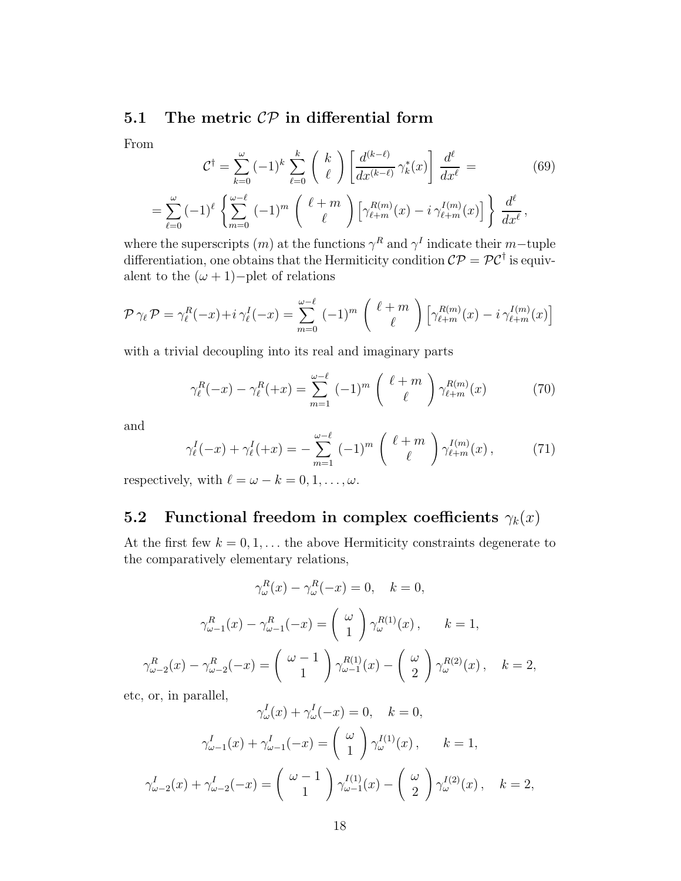### 5.1 The metric $\mathcal{CP}$ in differential form

From

$$\mathcal{C}^\dagger = \sum_{k=0}^{\omega} (-1)^k \sum_{\ell=0}^{k} \left( \begin{array}{c} k \\ \ell \end{array} \right) \left[ \frac{d^{(k-\ell)}}{dx^{(k-\ell)}} \gamma_k^*(x) \right] \frac{d^\ell}{dx^\ell} = \tag{69}$$

$$= \sum_{\ell=0}^{\omega} (-1)^\ell \left\{ \sum_{m=0}^{\omega-\ell} (-1)^m \left( \begin{array}{c} \ell+m \\ \ell \end{array} \right) \left[ \gamma_{\ell+m}^{R(m)}(x) - i\, \gamma_{\ell+m}^{I(m)}(x) \right] \right\} \frac{d^\ell}{dx^\ell} \,,$$

where the superscripts $(m)$ at the functions $\gamma^R$ and $\gamma^I$ indicate their $m-$tuple differentiation, one obtains that the Hermiticity condition $\mathcal{CP} = \mathcal{PC}^\dagger$ is equivalent to the $(\omega+1)-$plet of relations

$$\mathcal{P}\, \gamma_\ell\, \mathcal{P} = \gamma_\ell^R(-x) + i\, \gamma_\ell^I(-x) = \sum_{m=0}^{\omega-\ell} (-1)^m \left( \begin{array}{c} \ell+m \\ \ell \end{array} \right) \left[ \gamma_{\ell+m}^{R(m)}(x) - i\, \gamma_{\ell+m}^{I(m)}(x) \right]$$

with a trivial decoupling into its real and imaginary parts

$$\gamma_\ell^R(-x) - \gamma_\ell^R(+x) = \sum_{m=1}^{\omega-\ell} (-1)^m \left( \begin{array}{c} \ell+m \\ \ell \end{array} \right) \gamma_{\ell+m}^{R(m)}(x) \tag{70}$$

and

$$\gamma_\ell^I(-x) + \gamma_\ell^I(+x) = -\sum_{m=1}^{\omega-\ell} (-1)^m \left( \begin{array}{c} \ell+m \\ \ell \end{array} \right) \gamma_{\ell+m}^{I(m)}(x) \,, \tag{71}$$

respectively, with $\ell = \omega - k = 0, 1, \ldots, \omega$.

### 5.2 Functional freedom in complex coefficients $\gamma_k(x)$

At the first few $k = 0, 1, \ldots$ the above Hermiticity constraints degenerate to the comparatively elementary relations,

$$\gamma_\omega^R(x) - \gamma_\omega^R(-x) = 0, \quad k = 0,$$

$$\gamma_{\omega-1}^R(x) - \gamma_{\omega-1}^R(-x) = \left( \begin{array}{c} \omega \\ 1 \end{array} \right) \gamma_\omega^{R(1)}(x) \,, \qquad k = 1,$$

$$\gamma_{\omega-2}^R(x) - \gamma_{\omega-2}^R(-x) = \left( \begin{array}{c} \omega-1 \\ 1 \end{array} \right) \gamma_{\omega-1}^{R(1)}(x) - \left( \begin{array}{c} \omega \\ 2 \end{array} \right) \gamma_\omega^{R(2)}(x) \,, \quad k = 2,$$

etc, or, in parallel,

$$\gamma_\omega^I(x) + \gamma_\omega^I(-x) = 0, \quad k = 0,$$

$$\gamma_{\omega-1}^I(x) + \gamma_{\omega-1}^I(-x) = \left( \begin{array}{c} \omega \\ 1 \end{array} \right) \gamma_\omega^{I(1)}(x) \,, \qquad k = 1,$$

$$\gamma_{\omega-2}^I(x) + \gamma_{\omega-2}^I(-x) = \left( \begin{array}{c} \omega-1 \\ 1 \end{array} \right) \gamma_{\omega-1}^{I(1)}(x) - \left( \begin{array}{c} \omega \\ 2 \end{array} \right) \gamma_\omega^{I(2)}(x) \,, \quad k = 2,$$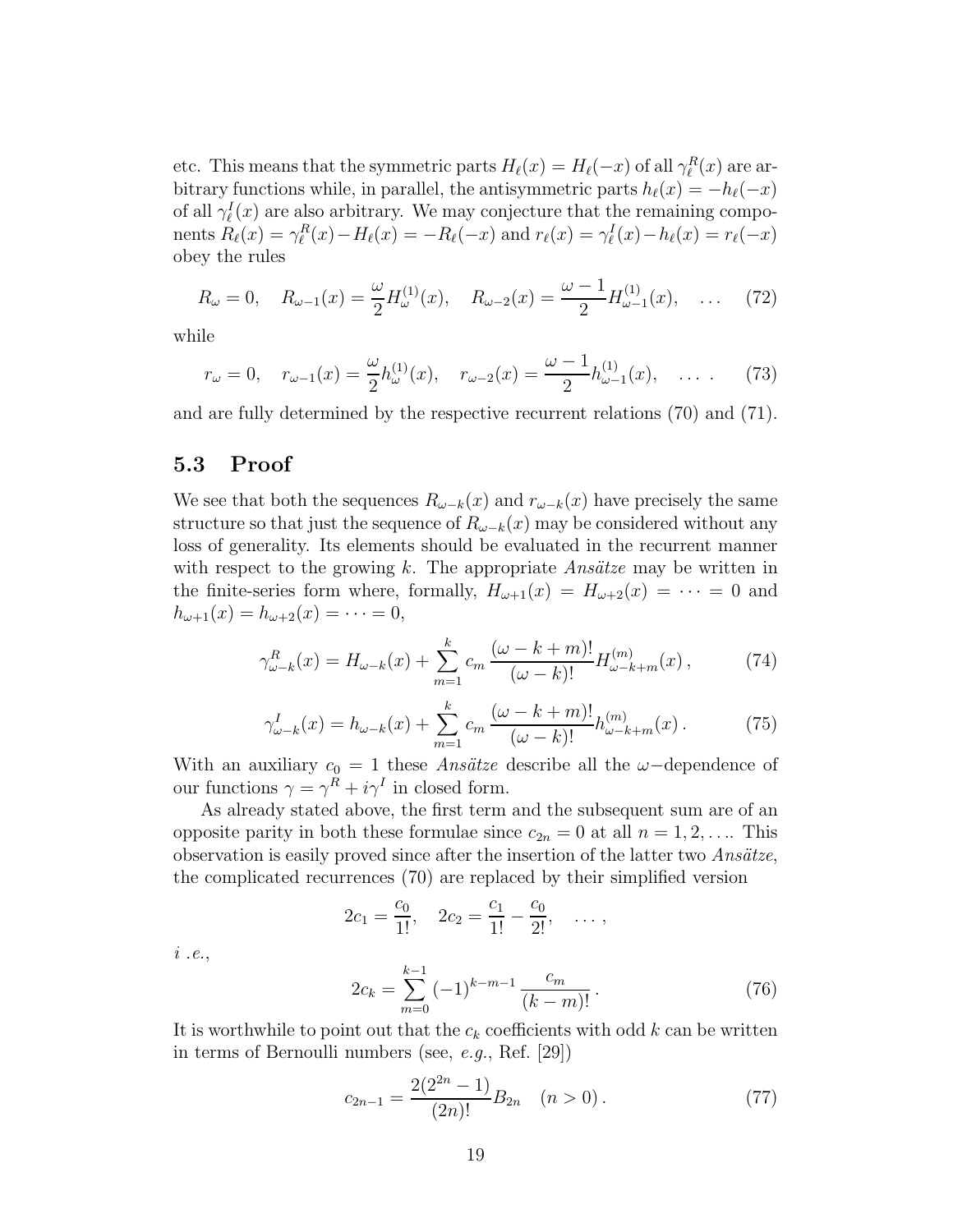etc. This means that the symmetric parts $H_\ell(x) = H_\ell(-x)$ of all $\gamma_\ell^R(x)$ are arbitrary functions while, in parallel, the antisymmetric parts $h_\ell(x) = -h_\ell(-x)$ of all $\gamma_\ell^I(x)$ are also arbitrary. We may conjecture that the remaining components $R_\ell(x) = \gamma_\ell^R(x) - H_\ell(x) = -R_\ell(-x)$ and $r_\ell(x) = \gamma_\ell^I(x) - h_\ell(x) = r_\ell(-x)$ obey the rules

$$R_\omega = 0, \quad R_{\omega-1}(x) = \frac{\omega}{2} H_\omega^{(1)}(x), \quad R_{\omega-2}(x) = \frac{\omega - 1}{2} H_{\omega-1}^{(1)}(x), \quad \ldots \tag{72}$$

while

$$r_\omega = 0, \quad r_{\omega-1}(x) = \frac{\omega}{2} h_\omega^{(1)}(x), \quad r_{\omega-2}(x) = \frac{\omega - 1}{2} h_{\omega-1}^{(1)}(x), \quad \ldots . \tag{73}$$

and are fully determined by the respective recurrent relations (70) and (71).

## 5.3 Proof

We see that both the sequences $R_{\omega-k}(x)$ and $r_{\omega-k}(x)$ have precisely the same structure so that just the sequence of $R_{\omega-k}(x)$ may be considered without any loss of generality. Its elements should be evaluated in the recurrent manner with respect to the growing $k$. The appropriate *Ansätze* may be written in the finite-series form where, formally, $H_{\omega+1}(x) = H_{\omega+2}(x) = \cdots = 0$ and $h_{\omega+1}(x) = h_{\omega+2}(x) = \cdots = 0$,

$$\gamma_{\omega-k}^R(x) = H_{\omega-k}(x) + \sum_{m=1}^{k} c_m \frac{(\omega - k + m)!}{(\omega - k)!} H_{\omega-k+m}^{(m)}(x) \,, \tag{74}$$

$$\gamma_{\omega-k}^I(x) = h_{\omega-k}(x) + \sum_{m=1}^{k} c_m \frac{(\omega - k + m)!}{(\omega - k)!} h_{\omega-k+m}^{(m)}(x) \,. \tag{75}$$

With an auxiliary $c_0 = 1$ these *Ansätze* describe all the $\omega-$dependence of our functions $\gamma = \gamma^R + i\gamma^I$ in closed form.

As already stated above, the first term and the subsequent sum are of an opposite parity in both these formulae since $c_{2n} = 0$ at all $n = 1, 2, \ldots$. This observation is easily proved since after the insertion of the latter two *Ansätze*, the complicated recurrences (70) are replaced by their simplified version

$$2c_1 = \frac{c_0}{1!}, \quad 2c_2 = \frac{c_1}{1!} - \frac{c_0}{2!}, \quad \ldots ,$$

*i .e.*,

$$2c_k = \sum_{m=0}^{k-1} (-1)^{k-m-1} \frac{c_m}{(k-m)!} \,. \tag{76}$$

It is worthwhile to point out that the $c_k$ coefficients with odd $k$ can be written in terms of Bernoulli numbers (see, *e.g.*, Ref. [29])

$$c_{2n-1} = \frac{2(2^{2n} - 1)}{(2n)!} B_{2n} \quad (n > 0) \,. \tag{77}$$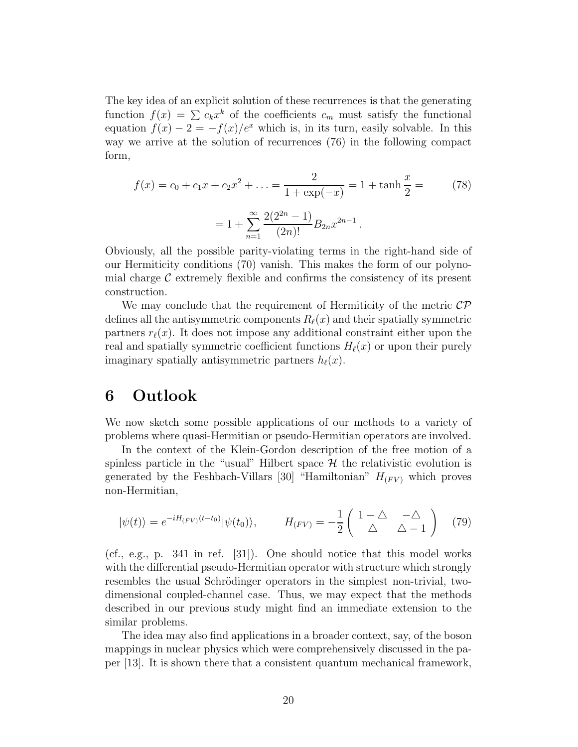The key idea of an explicit solution of these recurrences is that the generating function $f(x) = \sum c_k x^k$ of the coefficients $c_m$ must satisfy the functional equation $f(x) - 2 = -f(x)/e^x$ which is, in its turn, easily solvable. In this way we arrive at the solution of recurrences (76) in the following compact form,

$$f(x) = c_0 + c_1 x + c_2 x^2 + \ldots = \frac{2}{1 + \exp(-x)} = 1 + \tanh \frac{x}{2} = \tag{78}$$

$$= 1 + \sum_{n=1}^{\infty} \frac{2(2^{2n} - 1)}{(2n)!} B_{2n} x^{2n-1} \,.$$

Obviously, all the possible parity-violating terms in the right-hand side of our Hermiticity conditions (70) vanish. This makes the form of our polynomial charge $\mathcal{C}$ extremely flexible and confirms the consistency of its present construction.

We may conclude that the requirement of Hermiticity of the metric $\mathcal{CP}$ defines all the antisymmetric components $R_\ell(x)$ and their spatially symmetric partners $r_\ell(x)$. It does not impose any additional constraint either upon the real and spatially symmetric coefficient functions $H_\ell(x)$ or upon their purely imaginary spatially antisymmetric partners $h_\ell(x)$.

# 6 Outlook

We now sketch some possible applications of our methods to a variety of problems where quasi-Hermitian or pseudo-Hermitian operators are involved.

In the context of the Klein-Gordon description of the free motion of a spinless particle in the "usual" Hilbert space $\mathcal{H}$ the relativistic evolution is generated by the Feshbach-Villars [30] "Hamiltonian" $H_{(FV)}$ which proves non-Hermitian,

$$|\psi(t)\rangle = e^{-iH_{(FV)}(t-t_0)}|\psi(t_0)\rangle, \qquad H_{(FV)} = -\frac{1}{2} \left( \begin{array}{cc} 1 - \triangle & -\triangle \\ \triangle & \triangle - 1 \end{array} \right) \tag{79}$$

(cf., e.g., p. 341 in ref. [31]). One should notice that this model works with the differential pseudo-Hermitian operator with structure which strongly resembles the usual Schrödinger operators in the simplest non-trivial, two-dimensional coupled-channel case. Thus, we may expect that the methods described in our previous study might find an immediate extension to the similar problems.

The idea may also find applications in a broader context, say, of the boson mappings in nuclear physics which were comprehensively discussed in the paper [13]. It is shown there that a consistent quantum mechanical framework,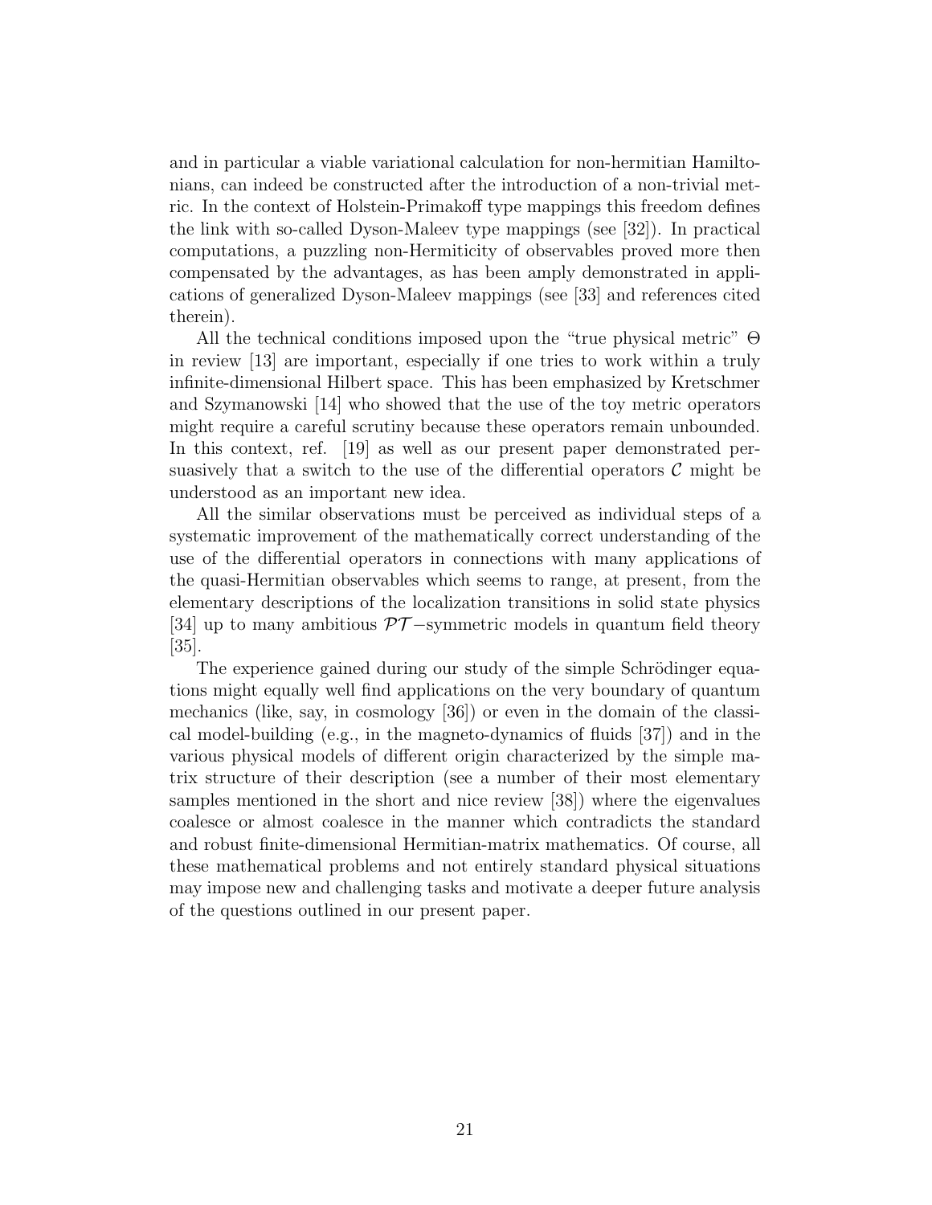and in particular a viable variational calculation for non-hermitian Hamiltonians, can indeed be constructed after the introduction of a non-trivial metric. In the context of Holstein-Primakoff type mappings this freedom defines the link with so-called Dyson-Maleev type mappings (see [32]). In practical computations, a puzzling non-Hermiticity of observables proved more then compensated by the advantages, as has been amply demonstrated in applications of generalized Dyson-Maleev mappings (see [33] and references cited therein).

All the technical conditions imposed upon the "true physical metric" $\Theta$ in review [13] are important, especially if one tries to work within a truly infinite-dimensional Hilbert space. This has been emphasized by Kretschmer and Szymanowski [14] who showed that the use of the toy metric operators might require a careful scrutiny because these operators remain unbounded. In this context, ref. [19] as well as our present paper demonstrated persuasively that a switch to the use of the differential operators $\mathcal{C}$ might be understood as an important new idea.

All the similar observations must be perceived as individual steps of a systematic improvement of the mathematically correct understanding of the use of the differential operators in connections with many applications of the quasi-Hermitian observables which seems to range, at present, from the elementary descriptions of the localization transitions in solid state physics [34] up to many ambitious $\mathcal{PT}-$symmetric models in quantum field theory [35].

The experience gained during our study of the simple Schrödinger equations might equally well find applications on the very boundary of quantum mechanics (like, say, in cosmology [36]) or even in the domain of the classical model-building (e.g., in the magneto-dynamics of fluids [37]) and in the various physical models of different origin characterized by the simple matrix structure of their description (see a number of their most elementary samples mentioned in the short and nice review [38]) where the eigenvalues coalesce or almost coalesce in the manner which contradicts the standard and robust finite-dimensional Hermitian-matrix mathematics. Of course, all these mathematical problems and not entirely standard physical situations may impose new and challenging tasks and motivate a deeper future analysis of the questions outlined in our present paper.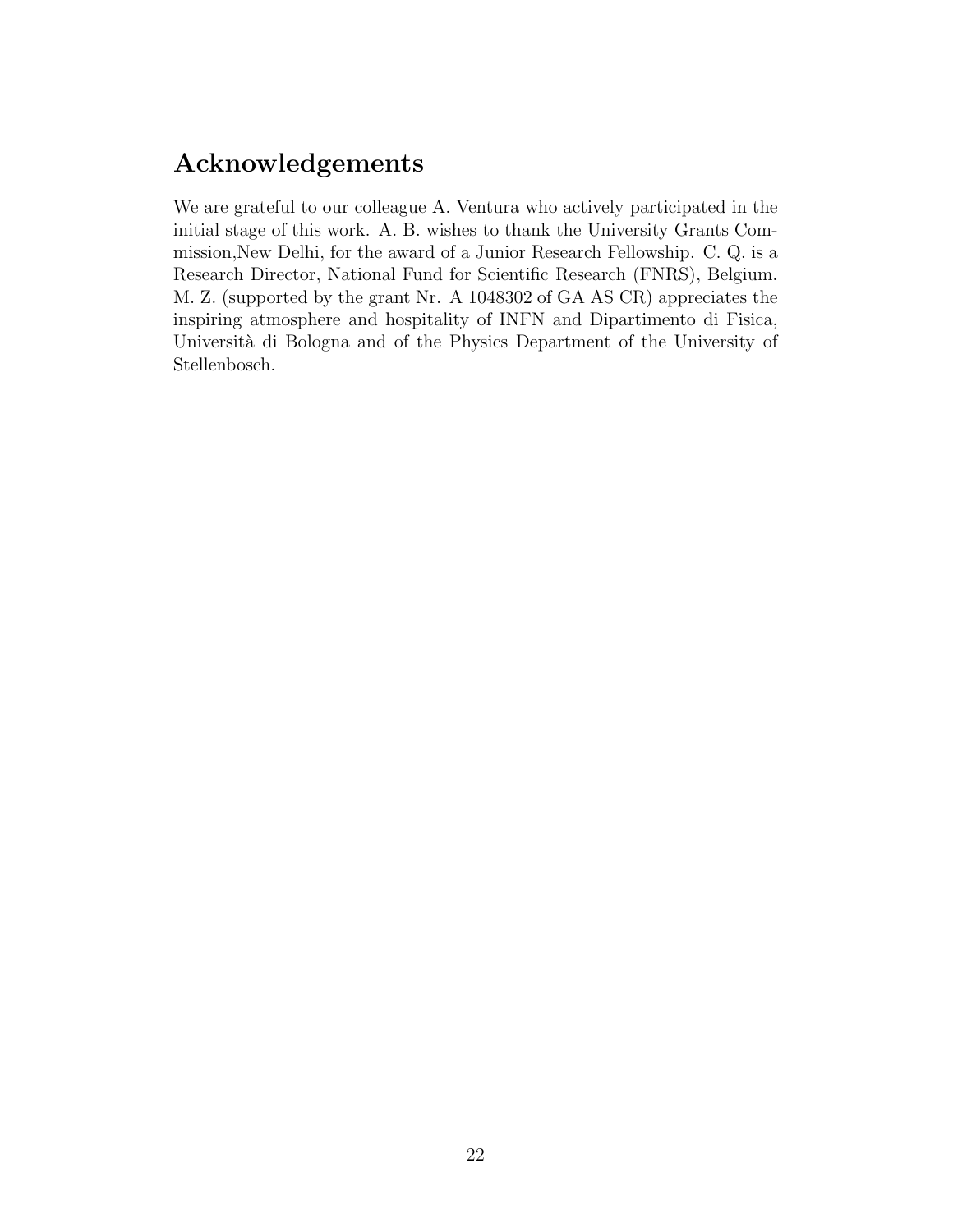# Acknowledgements

We are grateful to our colleague A. Ventura who actively participated in the initial stage of this work. A. B. wishes to thank the University Grants Commission,New Delhi, for the award of a Junior Research Fellowship. C. Q. is a Research Director, National Fund for Scientific Research (FNRS), Belgium. M. Z. (supported by the grant Nr. A 1048302 of GA AS CR) appreciates the inspiring atmosphere and hospitality of INFN and Dipartimento di Fisica, Università di Bologna and of the Physics Department of the University of Stellenbosch.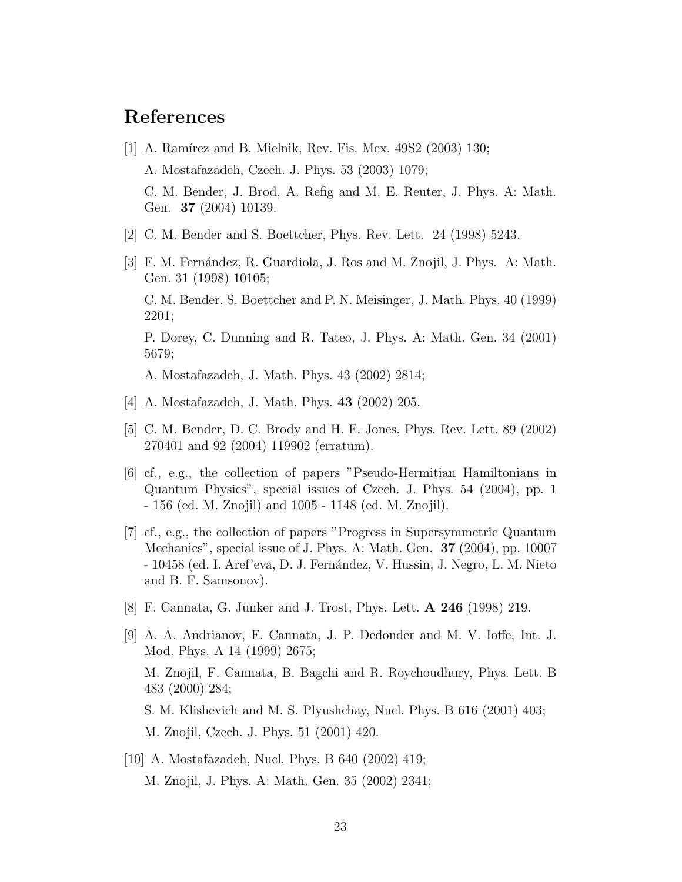# References

[1] A. Ramírez and B. Mielnik, Rev. Fis. Mex. 49S2 (2003) 130;

A. Mostafazadeh, Czech. J. Phys. 53 (2003) 1079;

C. M. Bender, J. Brod, A. Refig and M. E. Reuter, J. Phys. A: Math. Gen. **37** (2004) 10139.

[2] C. M. Bender and S. Boettcher, Phys. Rev. Lett. 24 (1998) 5243.

[3] F. M. Fernández, R. Guardiola, J. Ros and M. Znojil, J. Phys. A: Math. Gen. 31 (1998) 10105;

C. M. Bender, S. Boettcher and P. N. Meisinger, J. Math. Phys. 40 (1999) 2201;

P. Dorey, C. Dunning and R. Tateo, J. Phys. A: Math. Gen. 34 (2001) 5679;

A. Mostafazadeh, J. Math. Phys. 43 (2002) 2814;

[4] A. Mostafazadeh, J. Math. Phys. **43** (2002) 205.

[5] C. M. Bender, D. C. Brody and H. F. Jones, Phys. Rev. Lett. 89 (2002) 270401 and 92 (2004) 119902 (erratum).

[6] cf., e.g., the collection of papers "Pseudo-Hermitian Hamiltonians in Quantum Physics", special issues of Czech. J. Phys. 54 (2004), pp. 1 - 156 (ed. M. Znojil) and 1005 - 1148 (ed. M. Znojil).

[7] cf., e.g., the collection of papers "Progress in Supersymmetric Quantum Mechanics", special issue of J. Phys. A: Math. Gen. **37** (2004), pp. 10007 - 10458 (ed. I. Aref'eva, D. J. Fernández, V. Hussin, J. Negro, L. M. Nieto and B. F. Samsonov).

[8] F. Cannata, G. Junker and J. Trost, Phys. Lett. **A 246** (1998) 219.

[9] A. A. Andrianov, F. Cannata, J. P. Dedonder and M. V. Ioffe, Int. J. Mod. Phys. A 14 (1999) 2675;

M. Znojil, F. Cannata, B. Bagchi and R. Roychoudhury, Phys. Lett. B 483 (2000) 284;

S. M. Klishevich and M. S. Plyushchay, Nucl. Phys. B 616 (2001) 403;

M. Znojil, Czech. J. Phys. 51 (2001) 420.

[10] A. Mostafazadeh, Nucl. Phys. B 640 (2002) 419;

M. Znojil, J. Phys. A: Math. Gen. 35 (2002) 2341;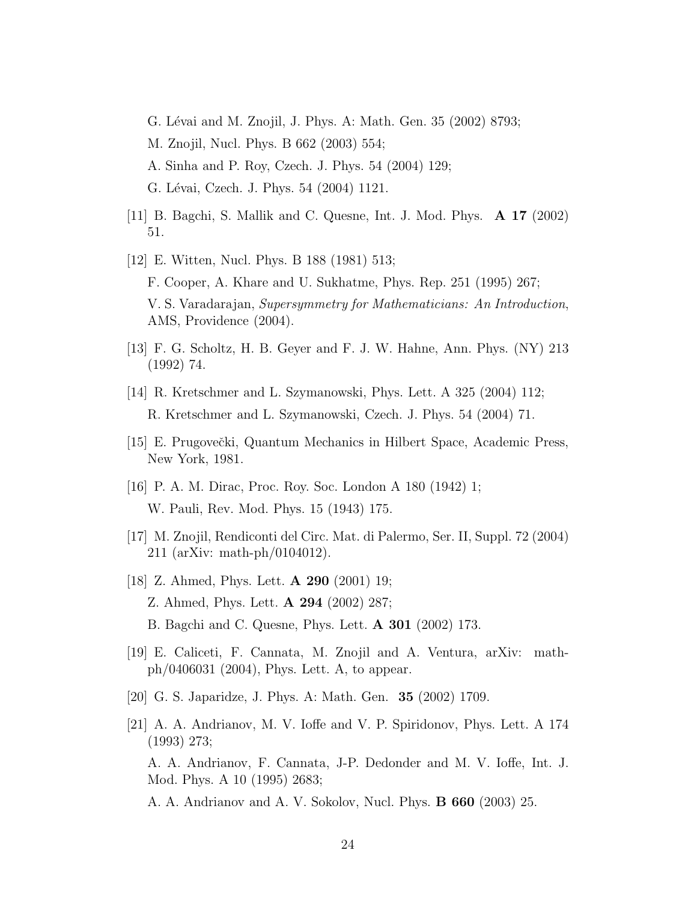G. Lévai and M. Znojil, J. Phys. A: Math. Gen. 35 (2002) 8793;

M. Znojil, Nucl. Phys. B 662 (2003) 554;

A. Sinha and P. Roy, Czech. J. Phys. 54 (2004) 129;

G. Lévai, Czech. J. Phys. 54 (2004) 1121.

[11] B. Bagchi, S. Mallik and C. Quesne, Int. J. Mod. Phys. **A 17** (2002) 51.

[12] E. Witten, Nucl. Phys. B 188 (1981) 513;

F. Cooper, A. Khare and U. Sukhatme, Phys. Rep. 251 (1995) 267;

V. S. Varadarajan, *Supersymmetry for Mathematicians: An Introduction*, AMS, Providence (2004).

[13] F. G. Scholtz, H. B. Geyer and F. J. W. Hahne, Ann. Phys. (NY) 213 (1992) 74.

[14] R. Kretschmer and L. Szymanowski, Phys. Lett. A 325 (2004) 112;

R. Kretschmer and L. Szymanowski, Czech. J. Phys. 54 (2004) 71.

[15] E. Prugovečki, Quantum Mechanics in Hilbert Space, Academic Press, New York, 1981.

[16] P. A. M. Dirac, Proc. Roy. Soc. London A 180 (1942) 1;

W. Pauli, Rev. Mod. Phys. 15 (1943) 175.

[17] M. Znojil, Rendiconti del Circ. Mat. di Palermo, Ser. II, Suppl. 72 (2004) 211 (arXiv: math-ph/0104012).

[18] Z. Ahmed, Phys. Lett. **A 290** (2001) 19;

Z. Ahmed, Phys. Lett. **A 294** (2002) 287;

B. Bagchi and C. Quesne, Phys. Lett. **A 301** (2002) 173.

[19] E. Caliceti, F. Cannata, M. Znojil and A. Ventura, arXiv: math-ph/0406031 (2004), Phys. Lett. A, to appear.

[20] G. S. Japaridze, J. Phys. A: Math. Gen. **35** (2002) 1709.

[21] A. A. Andrianov, M. V. Ioffe and V. P. Spiridonov, Phys. Lett. A 174 (1993) 273;

A. A. Andrianov, F. Cannata, J-P. Dedonder and M. V. Ioffe, Int. J. Mod. Phys. A 10 (1995) 2683;

A. A. Andrianov and A. V. Sokolov, Nucl. Phys. **B 660** (2003) 25.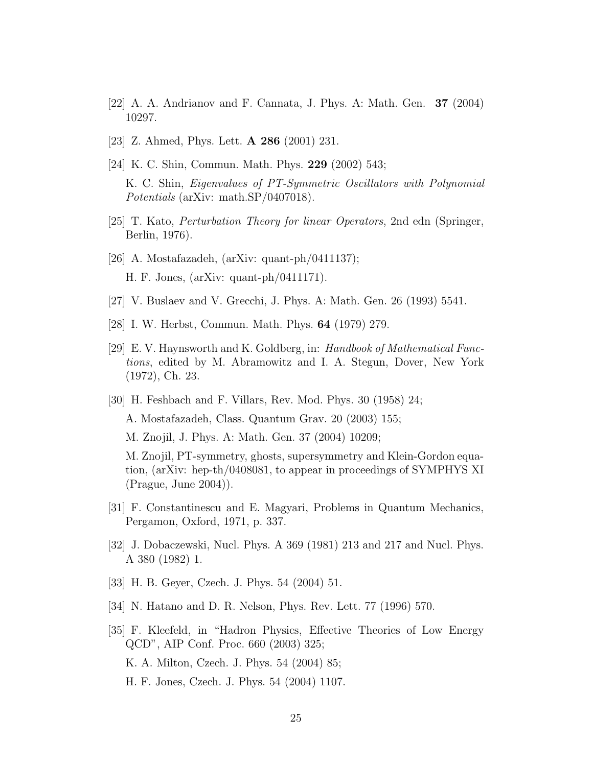[22] A. A. Andrianov and F. Cannata, J. Phys. A: Math. Gen. **37** (2004) 10297.

[23] Z. Ahmed, Phys. Lett. **A 286** (2001) 231.

[24] K. C. Shin, Commun. Math. Phys. **229** (2002) 543;

K. C. Shin, *Eigenvalues of PT-Symmetric Oscillators with Polynomial Potentials* (arXiv: math.SP/0407018).

[25] T. Kato, *Perturbation Theory for linear Operators*, 2nd edn (Springer, Berlin, 1976).

[26] A. Mostafazadeh, (arXiv: quant-ph/0411137);

H. F. Jones, (arXiv: quant-ph/0411171).

[27] V. Buslaev and V. Grecchi, J. Phys. A: Math. Gen. 26 (1993) 5541.

[28] I. W. Herbst, Commun. Math. Phys. **64** (1979) 279.

[29] E. V. Haynsworth and K. Goldberg, in: *Handbook of Mathematical Functions*, edited by M. Abramowitz and I. A. Stegun, Dover, New York (1972), Ch. 23.

[30] H. Feshbach and F. Villars, Rev. Mod. Phys. 30 (1958) 24;

A. Mostafazadeh, Class. Quantum Grav. 20 (2003) 155;

M. Znojil, J. Phys. A: Math. Gen. 37 (2004) 10209;

M. Znojil, PT-symmetry, ghosts, supersymmetry and Klein-Gordon equation, (arXiv: hep-th/0408081, to appear in proceedings of SYMPHYS XI (Prague, June 2004)).

[31] F. Constantinescu and E. Magyari, Problems in Quantum Mechanics, Pergamon, Oxford, 1971, p. 337.

[32] J. Dobaczewski, Nucl. Phys. A 369 (1981) 213 and 217 and Nucl. Phys. A 380 (1982) 1.

[33] H. B. Geyer, Czech. J. Phys. 54 (2004) 51.

[34] N. Hatano and D. R. Nelson, Phys. Rev. Lett. 77 (1996) 570.

[35] F. Kleefeld, in "Hadron Physics, Effective Theories of Low Energy QCD", AIP Conf. Proc. 660 (2003) 325;

K. A. Milton, Czech. J. Phys. 54 (2004) 85;

H. F. Jones, Czech. J. Phys. 54 (2004) 1107.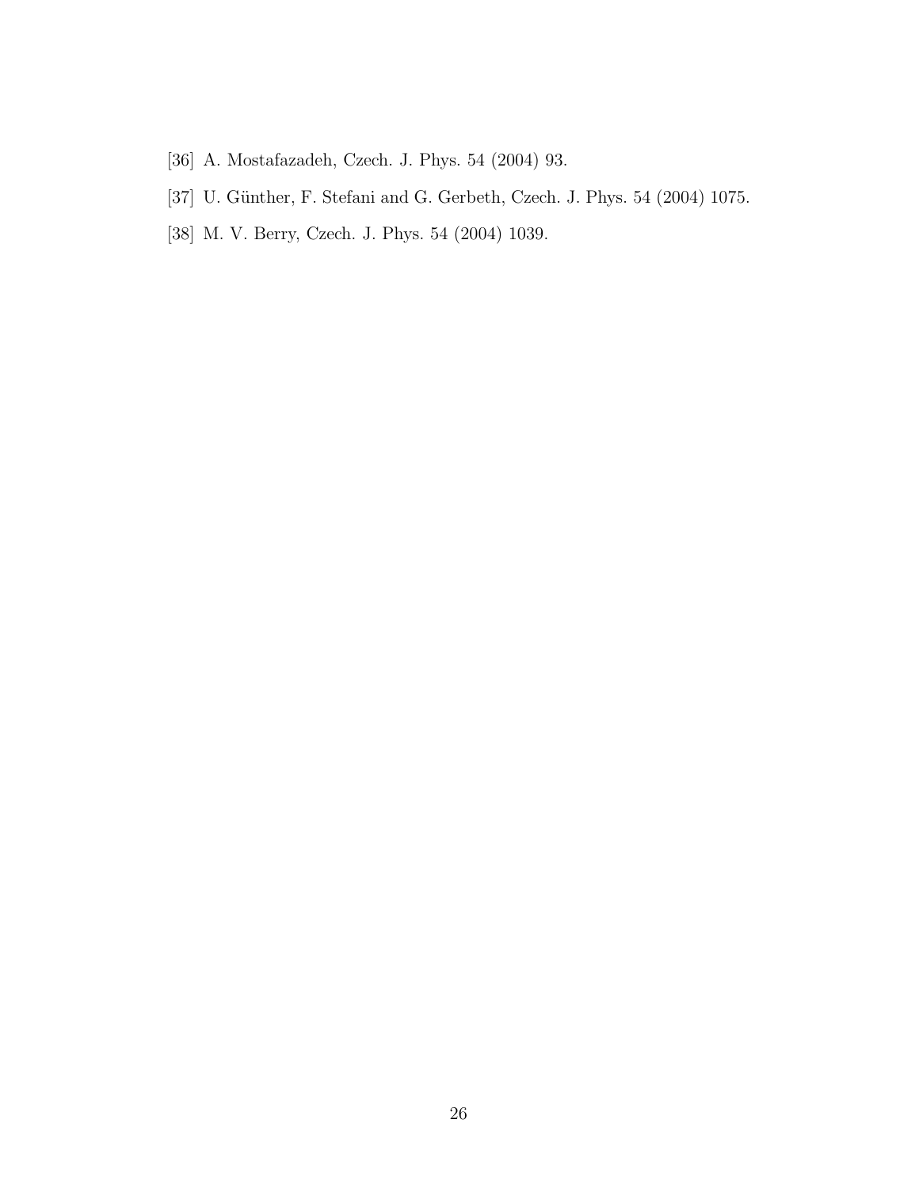[36] A. Mostafazadeh, Czech. J. Phys. 54 (2004) 93.

[37] U. Günther, F. Stefani and G. Gerbeth, Czech. J. Phys. 54 (2004) 1075.

[38] M. V. Berry, Czech. J. Phys. 54 (2004) 1039.